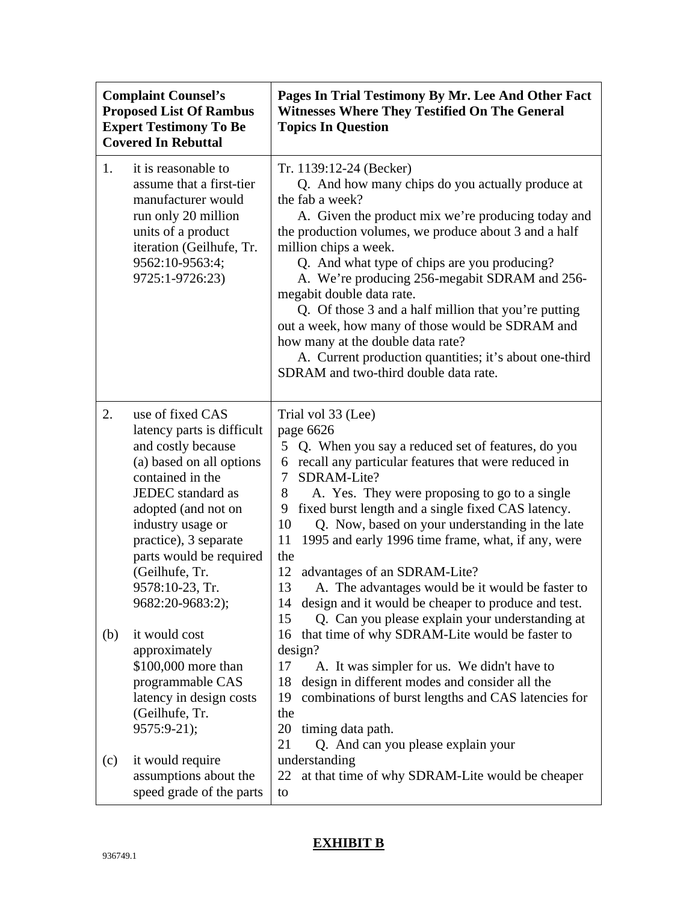| Complaint Counsel's Proposed List Of Rambus Expert Testimony To Be Covered In Rebuttal | Pages In Trial Testimony By Mr. Lee And Other Fact Witnesses Where They Testified On The General Topics In Question |
|---|---|
| 1. it is reasonable to assume that a first-tier manufacturer would run only 20 million units of a product iteration (Geilhufe, Tr. 9562:10-9563:4; 9725:1-9726:23) | Tr. 1139:12-24 (Becker)<br>Q. And how many chips do you actually produce at the fab a week?<br>A. Given the product mix we're producing today and the production volumes, we produce about 3 and a half million chips a week.<br>Q. And what type of chips are you producing?<br>A. We're producing 256-megabit SDRAM and 256-megabit double data rate.<br>Q. Of those 3 and a half million that you're putting out a week, how many of those would be SDRAM and how many at the double data rate?<br>A. Current production quantities; it's about one-third SDRAM and two-third double data rate. |
| 2. use of fixed CAS latency parts is difficult and costly because (a) based on all options contained in the JEDEC standard as adopted (and not on industry usage or practice), 3 separate parts would be required (Geilhufe, Tr. 9578:10-23, Tr. 9682:20-9683:2);<br><br>(b) it would cost approximately $100,000 more than programmable CAS latency in design costs (Geilhufe, Tr. 9575:9-21);<br><br>(c) it would require assumptions about the speed grade of the parts | Trial vol 33 (Lee)<br>page 6626<br>5 Q. When you say a reduced set of features, do you<br>6 recall any particular features that were reduced in<br>7 SDRAM-Lite?<br>8 A. Yes. They were proposing to go to a single<br>9 fixed burst length and a single fixed CAS latency.<br>10 Q. Now, based on your understanding in the late<br>11 1995 and early 1996 time frame, what, if any, were the<br>12 advantages of an SDRAM-Lite?<br>13 A. The advantages would be it would be faster to<br>14 design and it would be cheaper to produce and test.<br>15 Q. Can you please explain your understanding at<br>16 that time of why SDRAM-Lite would be faster to design?<br>17 A. It was simpler for us. We didn't have to<br>18 design in different modes and consider all the<br>19 combinations of burst lengths and CAS latencies for the<br>20 timing data path.<br>21 Q. And can you please explain your understanding<br>22 at that time of why SDRAM-Lite would be cheaper to |

**EXHIBIT B**

936749.1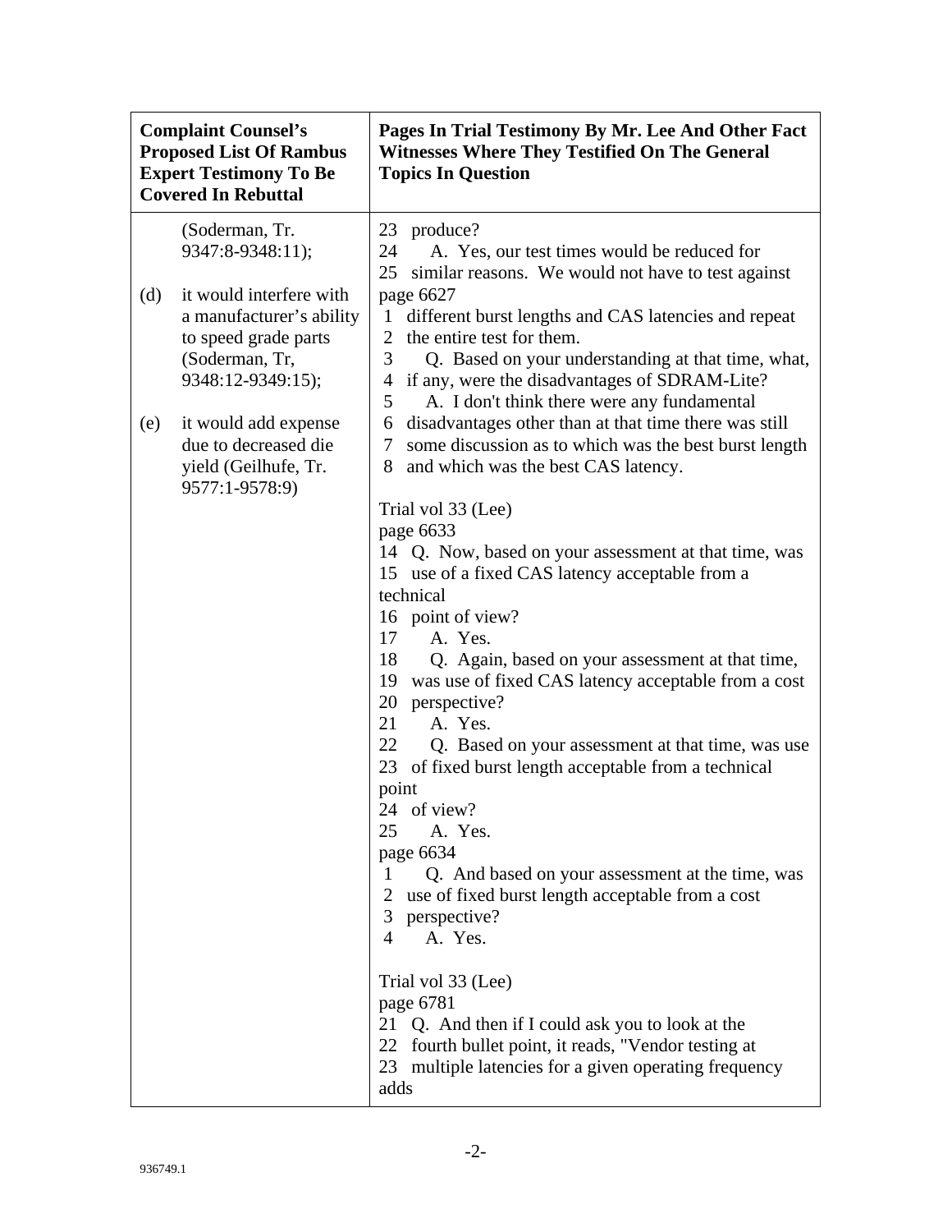| Complaint Counsel's Proposed List Of Rambus Expert Testimony To Be Covered In Rebuttal | Pages In Trial Testimony By Mr. Lee And Other Fact Witnesses Where They Testified On The General Topics In Question |
|---|---|
| (Soderman, Tr. 9347:8-9348:11);<br><br>(d) it would interfere with a manufacturer's ability to speed grade parts (Soderman, Tr, 9348:12-9349:15);<br><br>(e) it would add expense due to decreased die yield (Geilhufe, Tr. 9577:1-9578:9) | 23 produce?<br>24 A. Yes, our test times would be reduced for<br>25 similar reasons. We would not have to test against<br>page 6627<br>1 different burst lengths and CAS latencies and repeat<br>2 the entire test for them.<br>3 Q. Based on your understanding at that time, what,<br>4 if any, were the disadvantages of SDRAM-Lite?<br>5 A. I don't think there were any fundamental<br>6 disadvantages other than at that time there was still<br>7 some discussion as to which was the best burst length<br>8 and which was the best CAS latency.<br><br>Trial vol 33 (Lee)<br>page 6633<br>14 Q. Now, based on your assessment at that time, was<br>15 use of a fixed CAS latency acceptable from a technical<br>16 point of view?<br>17 A. Yes.<br>18 Q. Again, based on your assessment at that time,<br>19 was use of fixed CAS latency acceptable from a cost<br>20 perspective?<br>21 A. Yes.<br>22 Q. Based on your assessment at that time, was use<br>23 of fixed burst length acceptable from a technical point<br>24 of view?<br>25 A. Yes.<br>page 6634<br>1 Q. And based on your assessment at the time, was<br>2 use of fixed burst length acceptable from a cost<br>3 perspective?<br>4 A. Yes.<br><br>Trial vol 33 (Lee)<br>page 6781<br>21 Q. And then if I could ask you to look at the<br>22 fourth bullet point, it reads, "Vendor testing at<br>23 multiple latencies for a given operating frequency adds |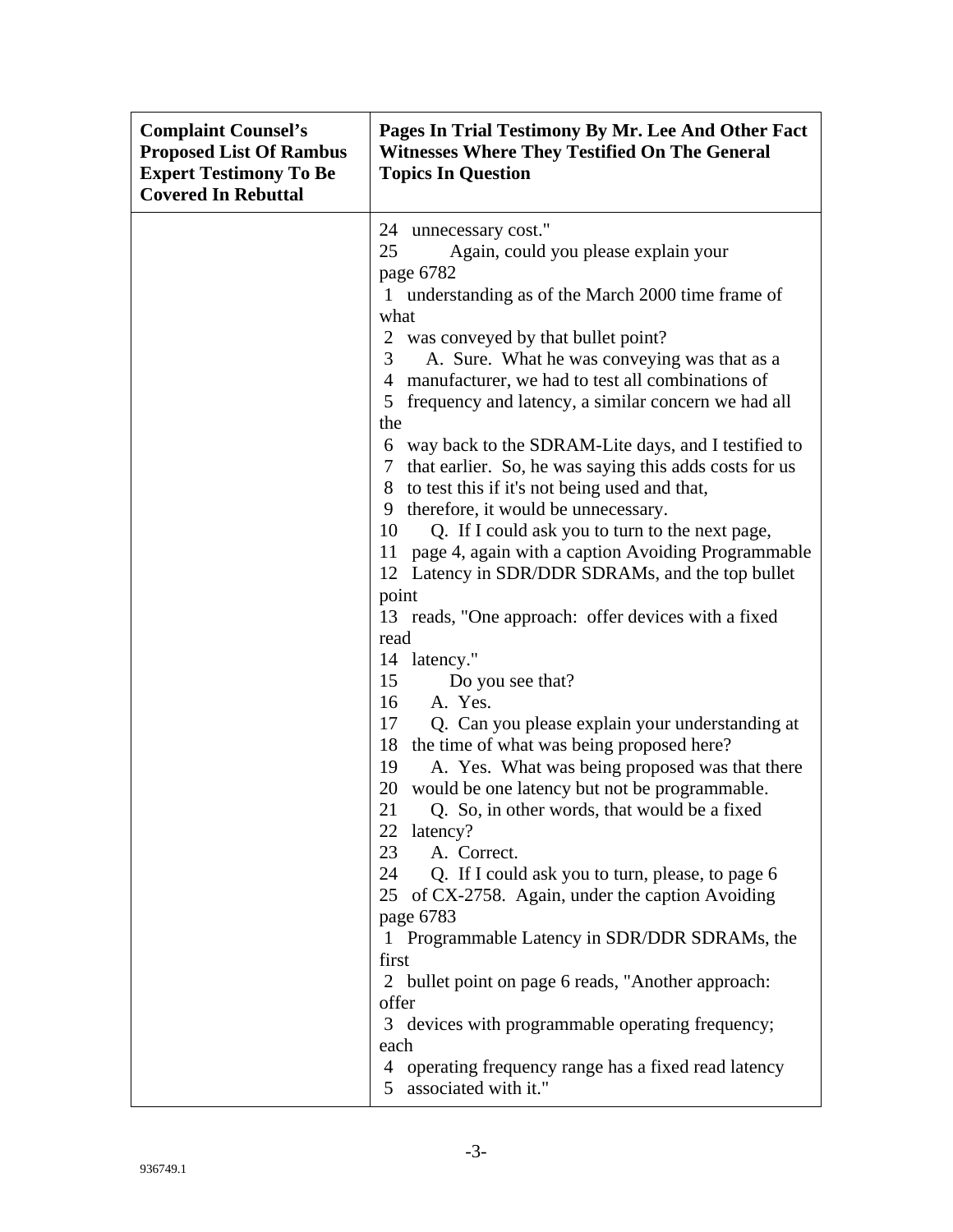| Complaint Counsel's Proposed List Of Rambus Expert Testimony To Be Covered In Rebuttal | Pages In Trial Testimony By Mr. Lee And Other Fact Witnesses Where They Testified On The General Topics In Question |
|---|---|
| | 24 unnecessary cost."<br>25 Again, could you please explain your<br>page 6782<br>1 understanding as of the March 2000 time frame of what<br>2 was conveyed by that bullet point?<br>3 A. Sure. What he was conveying was that as a<br>4 manufacturer, we had to test all combinations of<br>5 frequency and latency, a similar concern we had all the<br>6 way back to the SDRAM-Lite days, and I testified to<br>7 that earlier. So, he was saying this adds costs for us<br>8 to test this if it's not being used and that,<br>9 therefore, it would be unnecessary.<br>10 Q. If I could ask you to turn to the next page,<br>11 page 4, again with a caption Avoiding Programmable<br>12 Latency in SDR/DDR SDRAMs, and the top bullet point<br>13 reads, "One approach: offer devices with a fixed read<br>14 latency."<br>15 Do you see that?<br>16 A. Yes.<br>17 Q. Can you please explain your understanding at<br>18 the time of what was being proposed here?<br>19 A. Yes. What was being proposed was that there<br>20 would be one latency but not be programmable.<br>21 Q. So, in other words, that would be a fixed<br>22 latency?<br>23 A. Correct.<br>24 Q. If I could ask you to turn, please, to page 6<br>25 of CX-2758. Again, under the caption Avoiding<br>page 6783<br>1 Programmable Latency in SDR/DDR SDRAMs, the first<br>2 bullet point on page 6 reads, "Another approach: offer<br>3 devices with programmable operating frequency; each<br>4 operating frequency range has a fixed read latency<br>5 associated with it." |

936749.1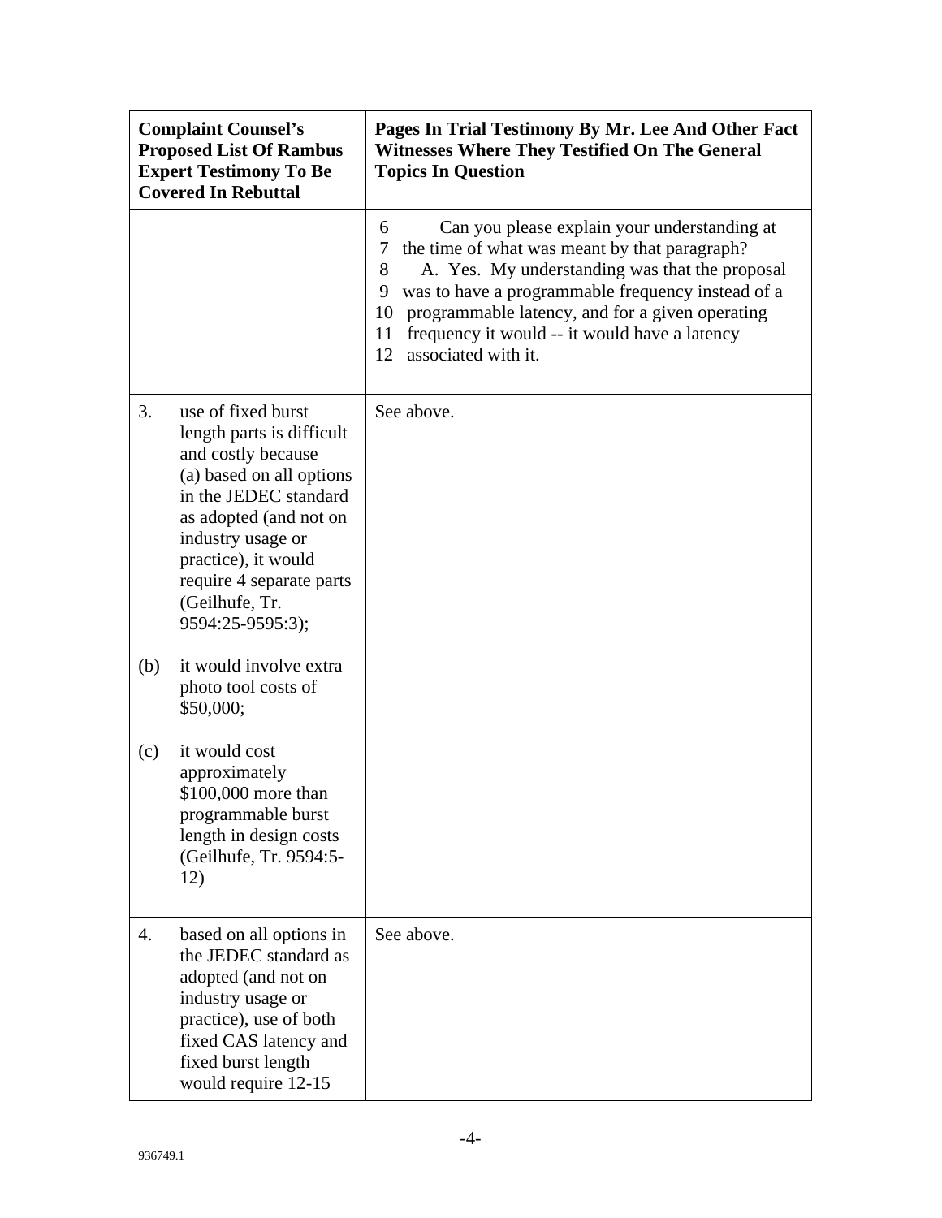| Complaint Counsel's Proposed List Of Rambus Expert Testimony To Be Covered In Rebuttal | Pages In Trial Testimony By Mr. Lee And Other Fact Witnesses Where They Testified On The General Topics In Question |
|---|---|
| | 6 Can you please explain your understanding at<br>7 the time of what was meant by that paragraph?<br>8 A. Yes. My understanding was that the proposal<br>9 was to have a programmable frequency instead of a<br>10 programmable latency, and for a given operating<br>11 frequency it would -- it would have a latency<br>12 associated with it. |
| 3. use of fixed burst length parts is difficult and costly because (a) based on all options in the JEDEC standard as adopted (and not on industry usage or practice), it would require 4 separate parts (Geilhufe, Tr. 9594:25-9595:3);<br><br>(b) it would involve extra photo tool costs of $50,000;<br><br>(c) it would cost approximately $100,000 more than programmable burst length in design costs (Geilhufe, Tr. 9594:5-12) | See above. |
| 4. based on all options in the JEDEC standard as adopted (and not on industry usage or practice), use of both fixed CAS latency and fixed burst length would require 12-15 | See above. |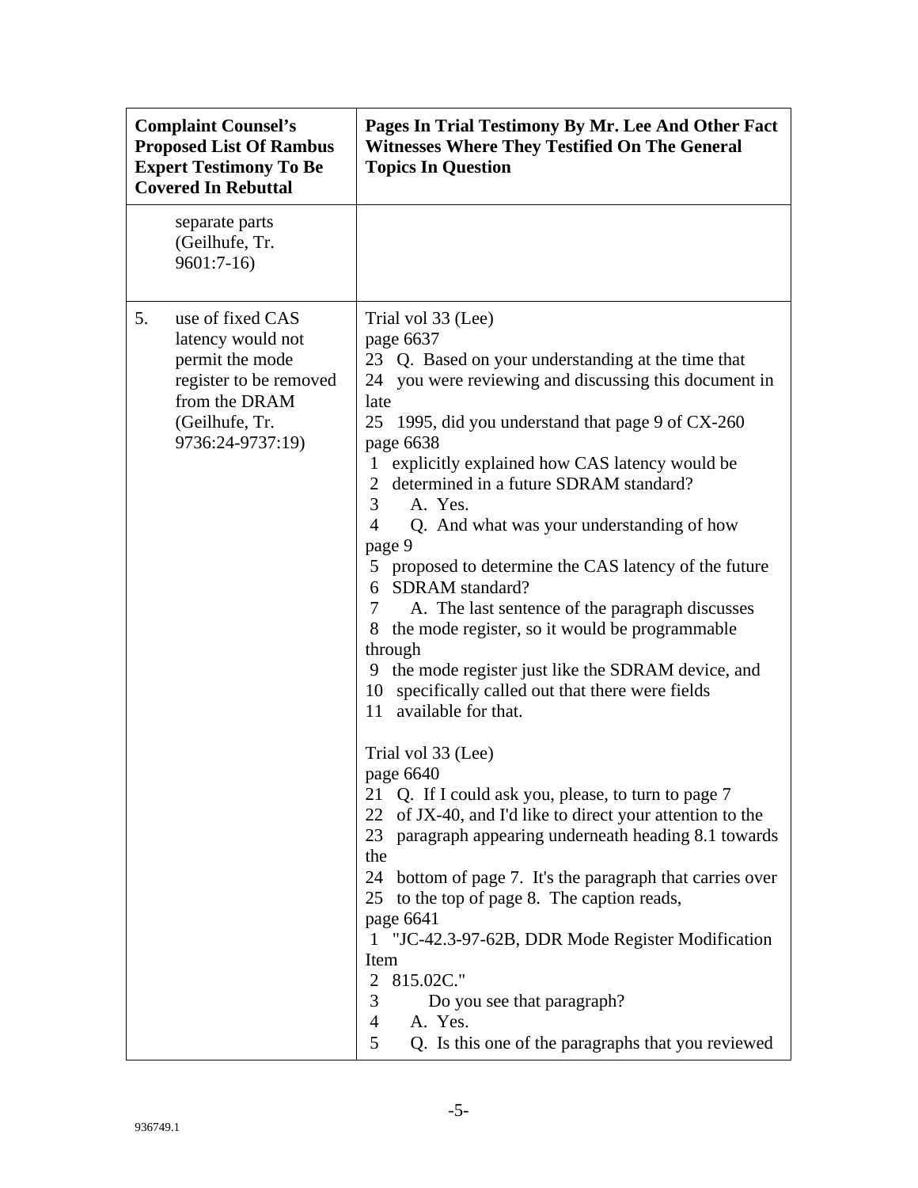| Complaint Counsel's Proposed List Of Rambus Expert Testimony To Be Covered In Rebuttal | Pages In Trial Testimony By Mr. Lee And Other Fact Witnesses Where They Testified On The General Topics In Question |
|---|---|
| separate parts (Geilhufe, Tr. 9601:7-16) | |
| 5. use of fixed CAS latency would not permit the mode register to be removed from the DRAM (Geilhufe, Tr. 9736:24-9737:19) | Trial vol 33 (Lee)<br>page 6637<br>23 Q. Based on your understanding at the time that<br>24 you were reviewing and discussing this document in late<br>25 1995, did you understand that page 9 of CX-260<br>page 6638<br>1 explicitly explained how CAS latency would be<br>2 determined in a future SDRAM standard?<br>3 A. Yes.<br>4 Q. And what was your understanding of how page 9<br>5 proposed to determine the CAS latency of the future<br>6 SDRAM standard?<br>7 A. The last sentence of the paragraph discusses<br>8 the mode register, so it would be programmable through<br>9 the mode register just like the SDRAM device, and<br>10 specifically called out that there were fields<br>11 available for that.<br><br>Trial vol 33 (Lee)<br>page 6640<br>21 Q. If I could ask you, please, to turn to page 7<br>22 of JX-40, and I'd like to direct your attention to the<br>23 paragraph appearing underneath heading 8.1 towards the<br>24 bottom of page 7. It's the paragraph that carries over<br>25 to the top of page 8. The caption reads,<br>page 6641<br>1 "JC-42.3-97-62B, DDR Mode Register Modification Item<br>2 815.02C."<br>3 Do you see that paragraph?<br>4 A. Yes.<br>5 Q. Is this one of the paragraphs that you reviewed |

936749.1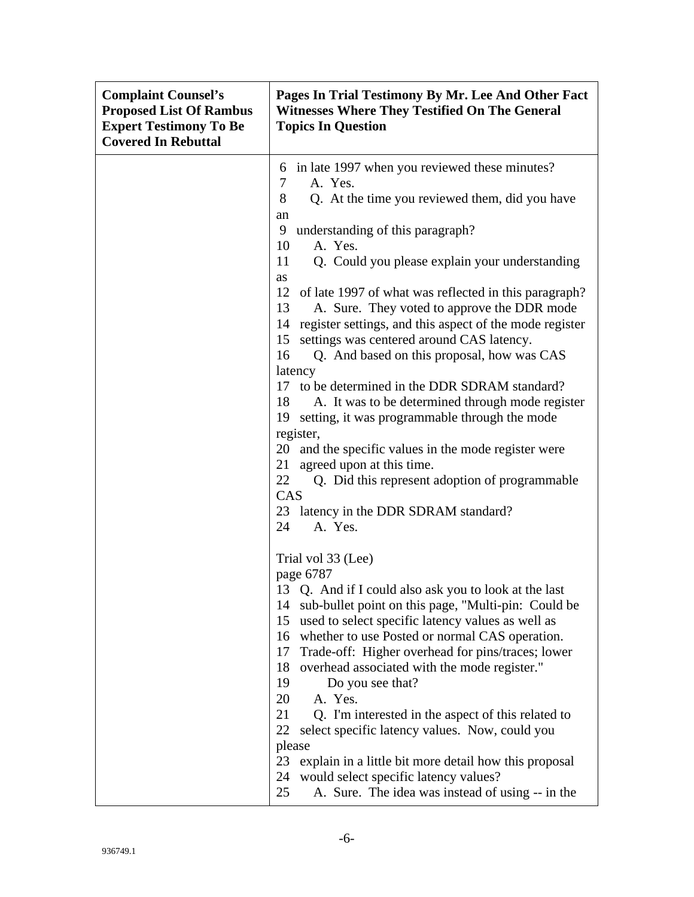| Complaint Counsel's Proposed List Of Rambus Expert Testimony To Be Covered In Rebuttal | Pages In Trial Testimony By Mr. Lee And Other Fact Witnesses Where They Testified On The General Topics In Question |
|---|---|
| | 6 in late 1997 when you reviewed these minutes?<br>7 A. Yes.<br>8 Q. At the time you reviewed them, did you have an<br>9 understanding of this paragraph?<br>10 A. Yes.<br>11 Q. Could you please explain your understanding as<br>12 of late 1997 of what was reflected in this paragraph?<br>13 A. Sure. They voted to approve the DDR mode<br>14 register settings, and this aspect of the mode register<br>15 settings was centered around CAS latency.<br>16 Q. And based on this proposal, how was CAS latency<br>17 to be determined in the DDR SDRAM standard?<br>18 A. It was to be determined through mode register<br>19 setting, it was programmable through the mode register,<br>20 and the specific values in the mode register were<br>21 agreed upon at this time.<br>22 Q. Did this represent adoption of programmable CAS<br>23 latency in the DDR SDRAM standard?<br>24 A. Yes.<br><br>Trial vol 33 (Lee)<br>page 6787<br>13 Q. And if I could also ask you to look at the last<br>14 sub-bullet point on this page, "Multi-pin: Could be<br>15 used to select specific latency values as well as<br>16 whether to use Posted or normal CAS operation.<br>17 Trade-off: Higher overhead for pins/traces; lower<br>18 overhead associated with the mode register."<br>19 Do you see that?<br>20 A. Yes.<br>21 Q. I'm interested in the aspect of this related to<br>22 select specific latency values. Now, could you please<br>23 explain in a little bit more detail how this proposal<br>24 would select specific latency values?<br>25 A. Sure. The idea was instead of using -- in the |

936749.1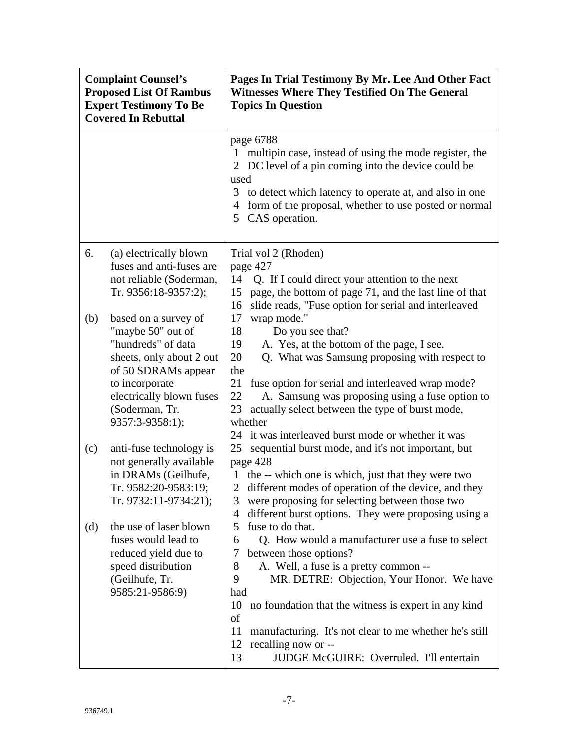| Complaint Counsel's Proposed List Of Rambus Expert Testimony To Be Covered In Rebuttal | Pages In Trial Testimony By Mr. Lee And Other Fact Witnesses Where They Testified On The General Topics In Question |
|---|---|
| | page 6788<br>1 multipin case, instead of using the mode register, the<br>2 DC level of a pin coming into the device could be used<br>3 to detect which latency to operate at, and also in one<br>4 form of the proposal, whether to use posted or normal<br>5 CAS operation. |
| 6. (a) electrically blown fuses and anti-fuses are not reliable (Soderman, Tr. 9356:18-9357:2);<br><br>(b) based on a survey of "maybe 50" out of "hundreds" of data sheets, only about 2 out of 50 SDRAMs appear to incorporate electrically blown fuses (Soderman, Tr. 9357:3-9358:1);<br><br>(c) anti-fuse technology is not generally available in DRAMs (Geilhufe, Tr. 9582:20-9583:19; Tr. 9732:11-9734:21);<br><br>(d) the use of laser blown fuses would lead to reduced yield due to speed distribution (Geilhufe, Tr. 9585:21-9586:9) | Trial vol 2 (Rhoden)<br>page 427<br>14 Q. If I could direct your attention to the next<br>15 page, the bottom of page 71, and the last line of that<br>16 slide reads, "Fuse option for serial and interleaved<br>17 wrap mode."<br>18 Do you see that?<br>19 A. Yes, at the bottom of the page, I see.<br>20 Q. What was Samsung proposing with respect to the<br>21 fuse option for serial and interleaved wrap mode?<br>22 A. Samsung was proposing using a fuse option to<br>23 actually select between the type of burst mode, whether<br>24 it was interleaved burst mode or whether it was<br>25 sequential burst mode, and it's not important, but<br>page 428<br>1 the -- which one is which, just that they were two<br>2 different modes of operation of the device, and they<br>3 were proposing for selecting between those two<br>4 different burst options. They were proposing using a<br>5 fuse to do that.<br>6 Q. How would a manufacturer use a fuse to select<br>7 between those options?<br>8 A. Well, a fuse is a pretty common --<br>9 MR. DETRE: Objection, Your Honor. We have had<br>10 no foundation that the witness is expert in any kind of<br>11 manufacturing. It's not clear to me whether he's still<br>12 recalling now or --<br>13 JUDGE McGUIRE: Overruled. I'll entertain |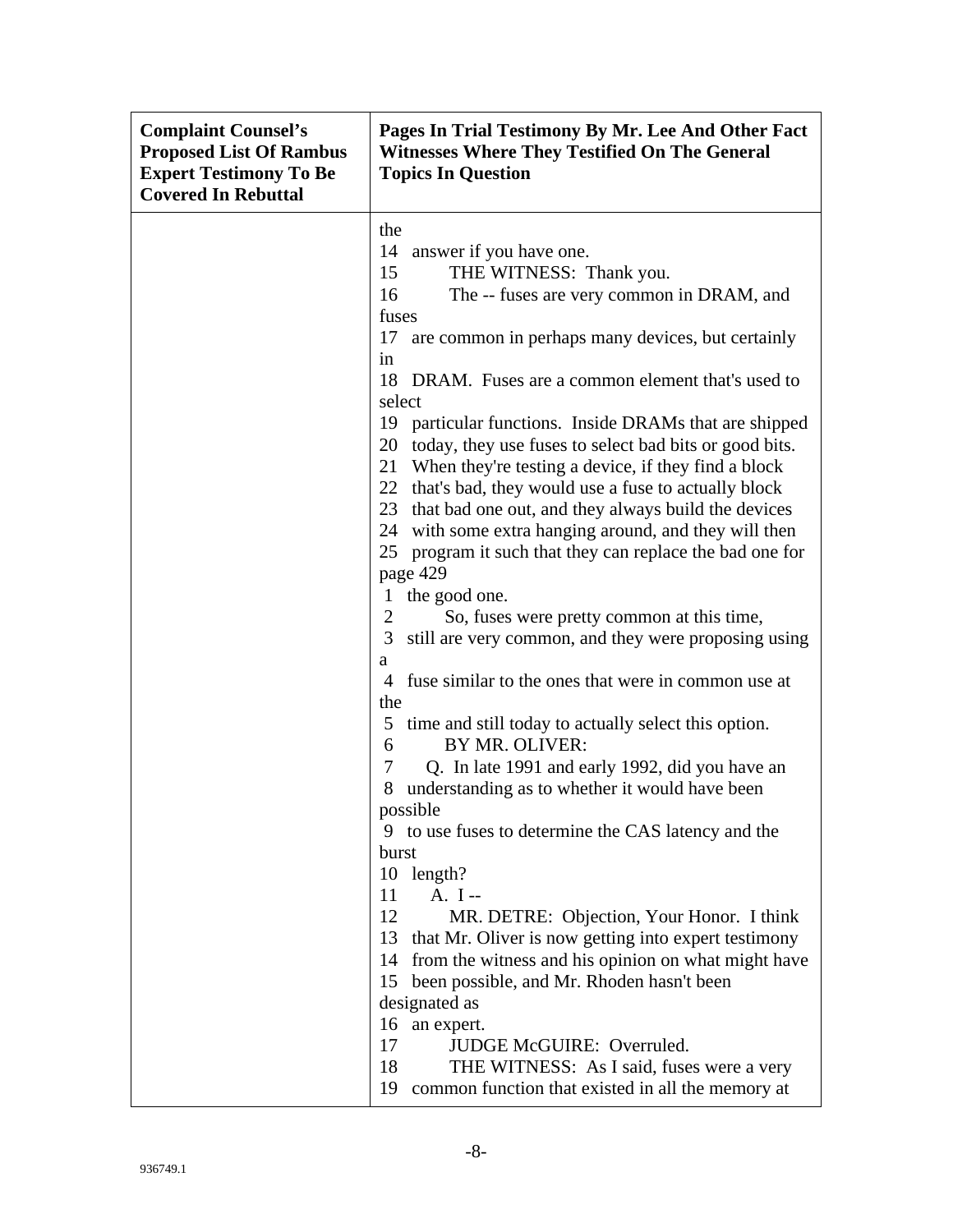| Complaint Counsel's Proposed List Of Rambus Expert Testimony To Be Covered In Rebuttal | Pages In Trial Testimony By Mr. Lee And Other Fact Witnesses Where They Testified On The General Topics In Question |
|---|---|
| | the<br>14 answer if you have one.<br>15 THE WITNESS: Thank you.<br>16 The -- fuses are very common in DRAM, and fuses<br>17 are common in perhaps many devices, but certainly in<br>18 DRAM. Fuses are a common element that's used to select<br>19 particular functions. Inside DRAMs that are shipped<br>20 today, they use fuses to select bad bits or good bits.<br>21 When they're testing a device, if they find a block<br>22 that's bad, they would use a fuse to actually block<br>23 that bad one out, and they always build the devices<br>24 with some extra hanging around, and they will then<br>25 program it such that they can replace the bad one for<br>page 429<br>1 the good one.<br>2 So, fuses were pretty common at this time,<br>3 still are very common, and they were proposing using a<br>4 fuse similar to the ones that were in common use at the<br>5 time and still today to actually select this option.<br>6 BY MR. OLIVER:<br>7 Q. In late 1991 and early 1992, did you have an<br>8 understanding as to whether it would have been possible<br>9 to use fuses to determine the CAS latency and the burst<br>10 length?<br>11 A. I --<br>12 MR. DETRE: Objection, Your Honor. I think<br>13 that Mr. Oliver is now getting into expert testimony<br>14 from the witness and his opinion on what might have<br>15 been possible, and Mr. Rhoden hasn't been designated as<br>16 an expert.<br>17 JUDGE McGUIRE: Overruled.<br>18 THE WITNESS: As I said, fuses were a very<br>19 common function that existed in all the memory at |

936749.1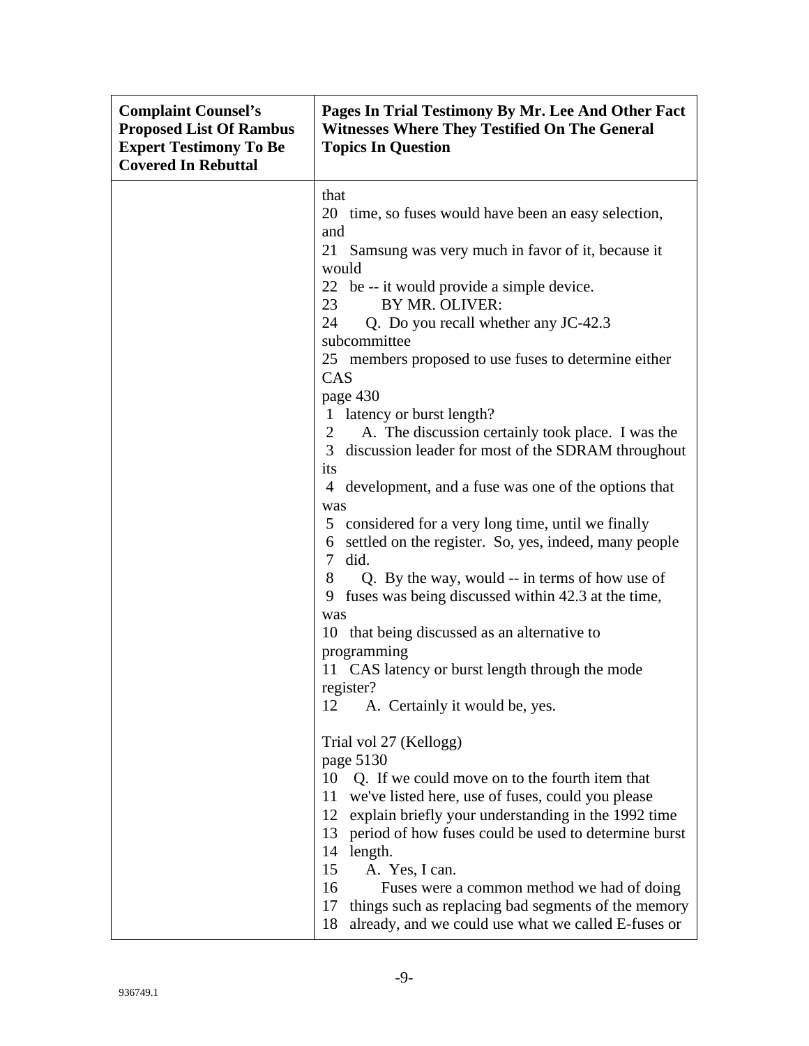| Complaint Counsel's Proposed List Of Rambus Expert Testimony To Be Covered In Rebuttal | Pages In Trial Testimony By Mr. Lee And Other Fact Witnesses Where They Testified On The General Topics In Question |
|---|---|
| | that<br>20 time, so fuses would have been an easy selection, and<br>21 Samsung was very much in favor of it, because it would<br>22 be -- it would provide a simple device.<br>23 BY MR. OLIVER:<br>24 Q. Do you recall whether any JC-42.3 subcommittee<br>25 members proposed to use fuses to determine either CAS<br>page 430<br>1 latency or burst length?<br>2 A. The discussion certainly took place. I was the<br>3 discussion leader for most of the SDRAM throughout its<br>4 development, and a fuse was one of the options that was<br>5 considered for a very long time, until we finally<br>6 settled on the register. So, yes, indeed, many people<br>7 did.<br>8 Q. By the way, would -- in terms of how use of<br>9 fuses was being discussed within 42.3 at the time, was<br>10 that being discussed as an alternative to programming<br>11 CAS latency or burst length through the mode register?<br>12 A. Certainly it would be, yes.<br><br>Trial vol 27 (Kellogg)<br>page 5130<br>10 Q. If we could move on to the fourth item that<br>11 we've listed here, use of fuses, could you please<br>12 explain briefly your understanding in the 1992 time<br>13 period of how fuses could be used to determine burst<br>14 length.<br>15 A. Yes, I can.<br>16 Fuses were a common method we had of doing<br>17 things such as replacing bad segments of the memory<br>18 already, and we could use what we called E-fuses or |

936749.1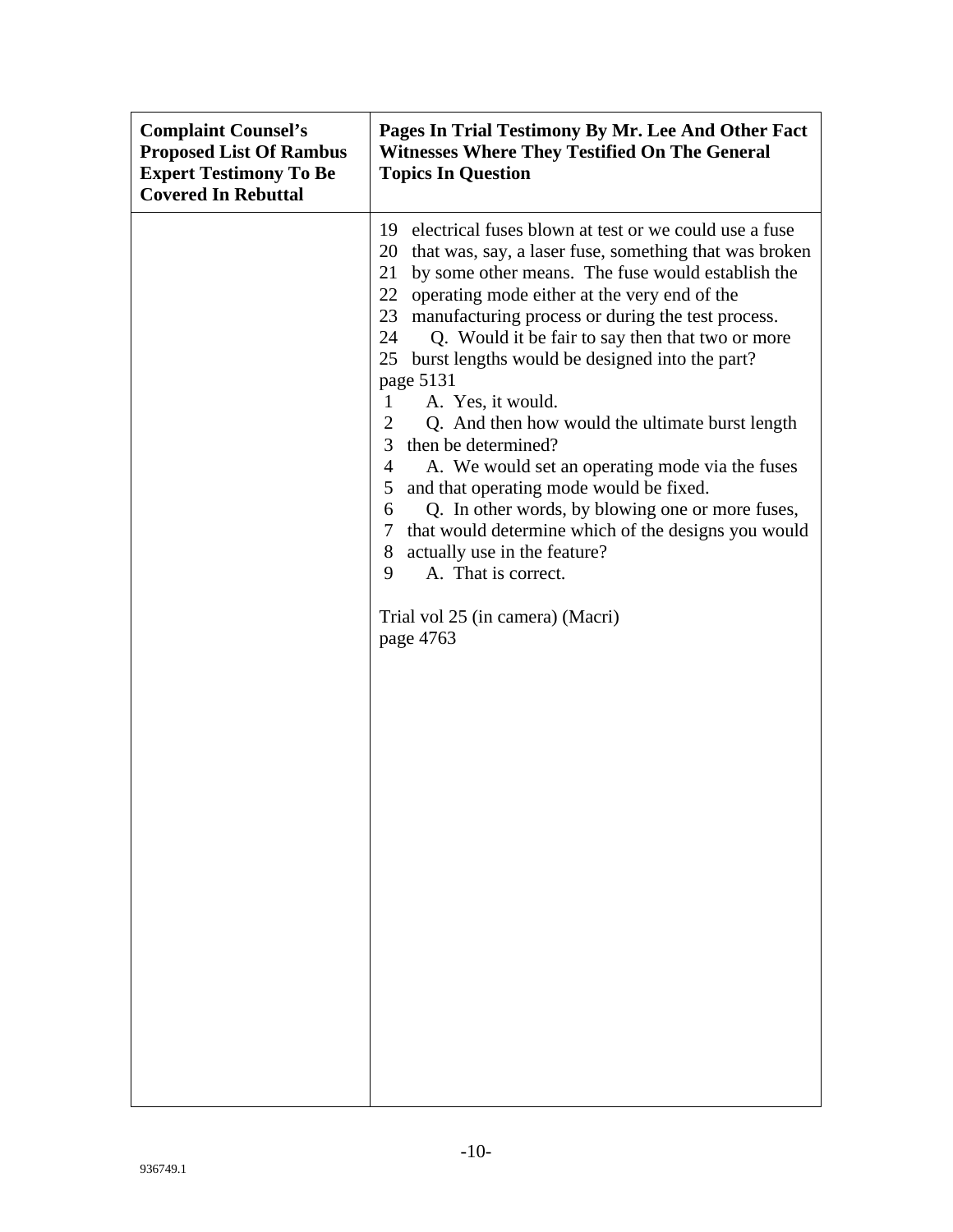| Complaint Counsel's Proposed List Of Rambus Expert Testimony To Be Covered In Rebuttal | Pages In Trial Testimony By Mr. Lee And Other Fact Witnesses Where They Testified On The General Topics In Question |
|---|---|
| | 19 electrical fuses blown at test or we could use a fuse<br>20 that was, say, a laser fuse, something that was broken<br>21 by some other means. The fuse would establish the<br>22 operating mode either at the very end of the<br>23 manufacturing process or during the test process.<br>24 Q. Would it be fair to say then that two or more<br>25 burst lengths would be designed into the part?<br>page 5131<br>1 A. Yes, it would.<br>2 Q. And then how would the ultimate burst length<br>3 then be determined?<br>4 A. We would set an operating mode via the fuses<br>5 and that operating mode would be fixed.<br>6 Q. In other words, by blowing one or more fuses,<br>7 that would determine which of the designs you would<br>8 actually use in the feature?<br>9 A. That is correct.<br><br>Trial vol 25 (in camera) (Macri)<br>page 4763 |

936749.1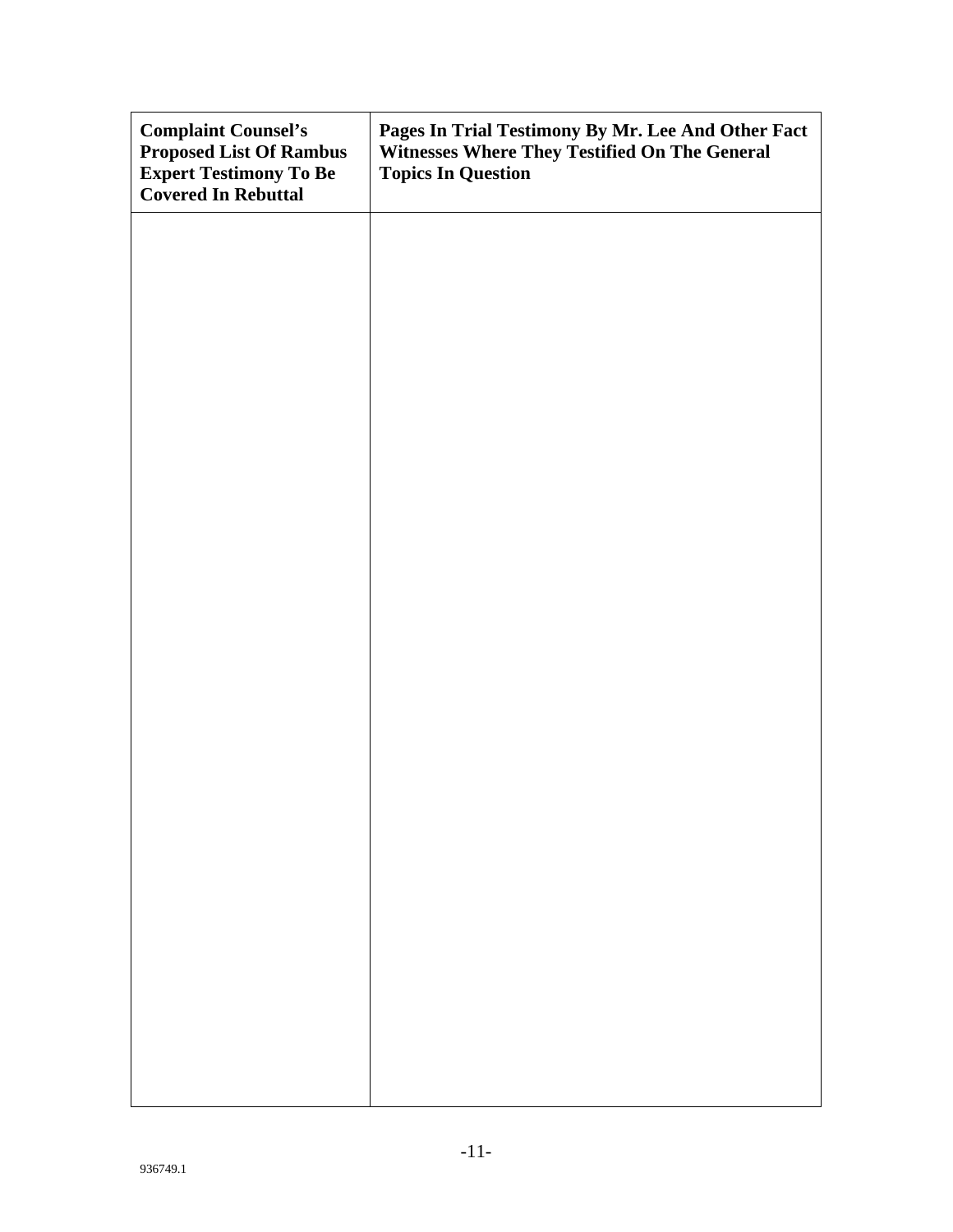| Complaint Counsel's Proposed List Of Rambus Expert Testimony To Be Covered In Rebuttal | Pages In Trial Testimony By Mr. Lee And Other Fact Witnesses Where They Testified On The General Topics In Question |
|---|---|
| | |

936749.1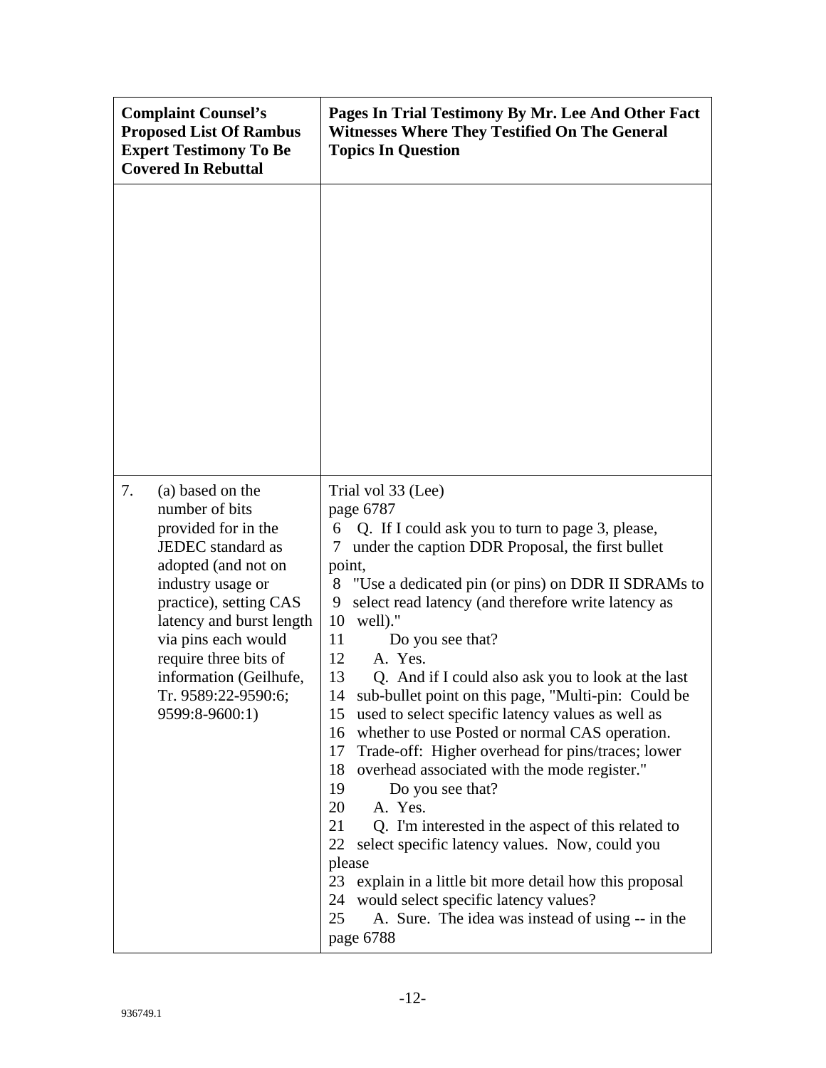| Complaint Counsel's Proposed List Of Rambus Expert Testimony To Be Covered In Rebuttal | Pages In Trial Testimony By Mr. Lee And Other Fact Witnesses Where They Testified On The General Topics In Question |
|---|---|
| | |
| 7. (a) based on the number of bits provided for in the JEDEC standard as adopted (and not on industry usage or practice), setting CAS latency and burst length via pins each would require three bits of information (Geilhufe, Tr. 9589:22-9590:6; 9599:8-9600:1) | Trial vol 33 (Lee)<br>page 6787<br>6 Q. If I could ask you to turn to page 3, please,<br>7 under the caption DDR Proposal, the first bullet point,<br>8 "Use a dedicated pin (or pins) on DDR II SDRAMs to<br>9 select read latency (and therefore write latency as<br>10 well)."<br>11 Do you see that?<br>12 A. Yes.<br>13 Q. And if I could also ask you to look at the last<br>14 sub-bullet point on this page, "Multi-pin: Could be<br>15 used to select specific latency values as well as<br>16 whether to use Posted or normal CAS operation.<br>17 Trade-off: Higher overhead for pins/traces; lower<br>18 overhead associated with the mode register."<br>19 Do you see that?<br>20 A. Yes.<br>21 Q. I'm interested in the aspect of this related to<br>22 select specific latency values. Now, could you please<br>23 explain in a little bit more detail how this proposal<br>24 would select specific latency values?<br>25 A. Sure. The idea was instead of using -- in the<br>page 6788 |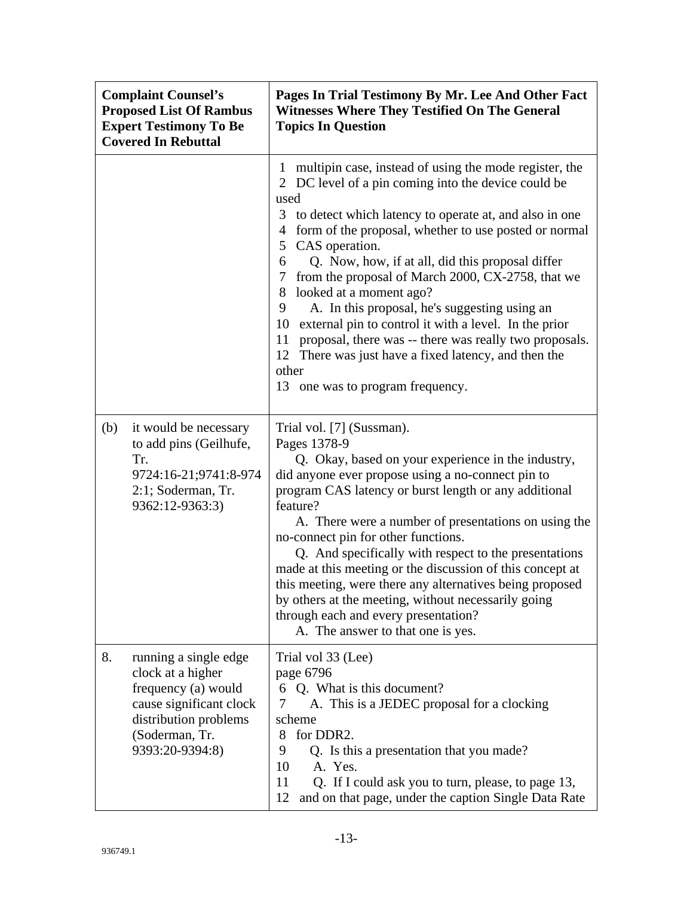| Complaint Counsel's Proposed List Of Rambus Expert Testimony To Be Covered In Rebuttal | Pages In Trial Testimony By Mr. Lee And Other Fact Witnesses Where They Testified On The General Topics In Question |
|---|---|
| | 1 multipin case, instead of using the mode register, the<br>2 DC level of a pin coming into the device could be used<br>3 to detect which latency to operate at, and also in one<br>4 form of the proposal, whether to use posted or normal<br>5 CAS operation.<br>6 Q. Now, how, if at all, did this proposal differ<br>7 from the proposal of March 2000, CX-2758, that we<br>8 looked at a moment ago?<br>9 A. In this proposal, he's suggesting using an<br>10 external pin to control it with a level. In the prior<br>11 proposal, there was -- there was really two proposals.<br>12 There was just have a fixed latency, and then the other<br>13 one was to program frequency. |
| (b) it would be necessary to add pins (Geilhufe, Tr. 9724:16-21;9741:8-9742:1; Soderman, Tr. 9362:12-9363:3) | Trial vol. [7] (Sussman).<br>Pages 1378-9<br>Q. Okay, based on your experience in the industry, did anyone ever propose using a no-connect pin to program CAS latency or burst length or any additional feature?<br>A. There were a number of presentations on using the no-connect pin for other functions.<br>Q. And specifically with respect to the presentations made at this meeting or the discussion of this concept at this meeting, were there any alternatives being proposed by others at the meeting, without necessarily going through each and every presentation?<br>A. The answer to that one is yes. |
| 8. running a single edge clock at a higher frequency (a) would cause significant clock distribution problems (Soderman, Tr. 9393:20-9394:8) | Trial vol 33 (Lee)<br>page 6796<br>6 Q. What is this document?<br>7 A. This is a JEDEC proposal for a clocking scheme<br>8 for DDR2.<br>9 Q. Is this a presentation that you made?<br>10 A. Yes.<br>11 Q. If I could ask you to turn, please, to page 13,<br>12 and on that page, under the caption Single Data Rate |

936749.1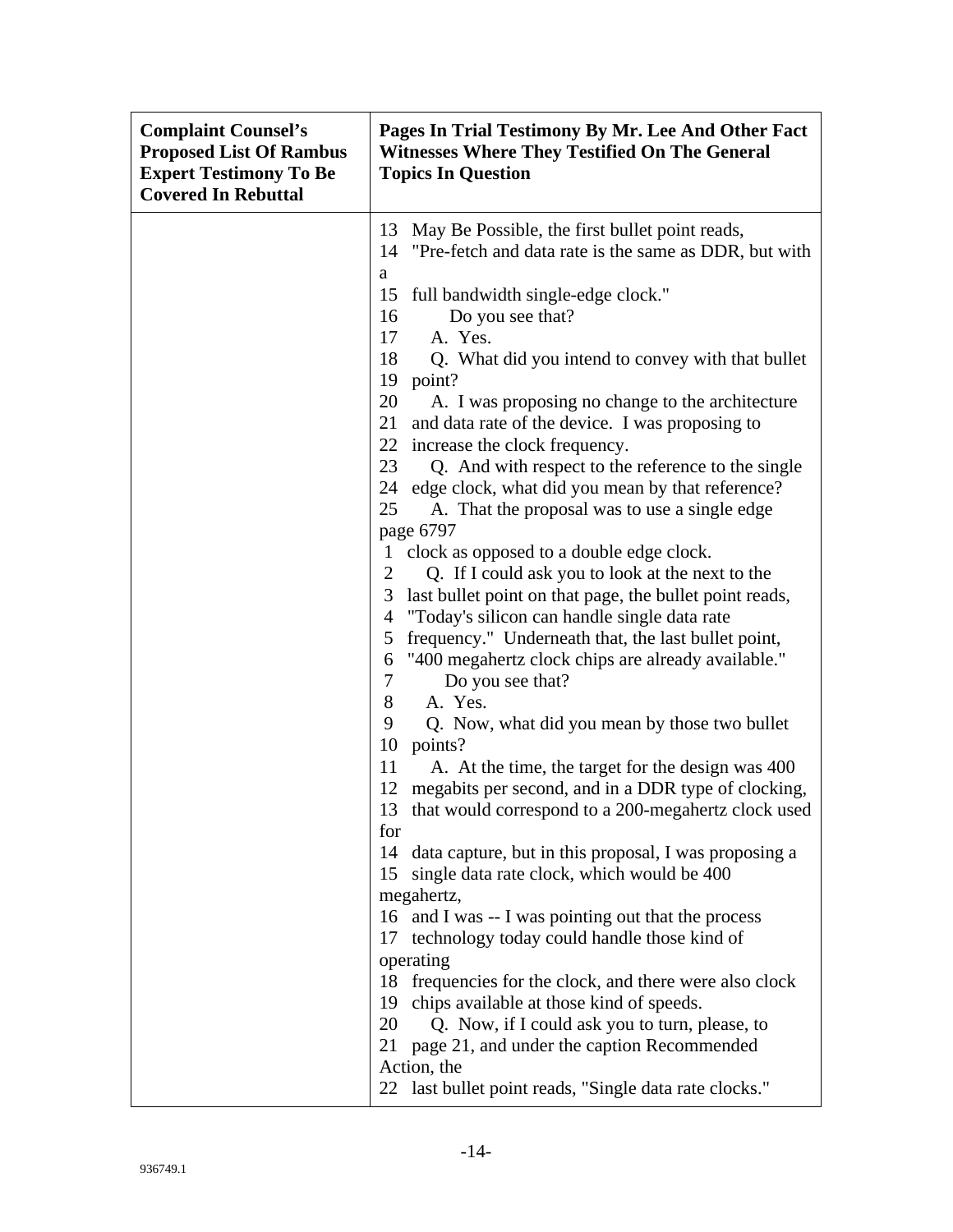| Complaint Counsel's Proposed List Of Rambus Expert Testimony To Be Covered In Rebuttal | Pages In Trial Testimony By Mr. Lee And Other Fact Witnesses Where They Testified On The General Topics In Question |
|---|---|
| | 13 May Be Possible, the first bullet point reads,<br>14 "Pre-fetch and data rate is the same as DDR, but with a<br>15 full bandwidth single-edge clock."<br>16 Do you see that?<br>17 A. Yes.<br>18 Q. What did you intend to convey with that bullet<br>19 point?<br>20 A. I was proposing no change to the architecture<br>21 and data rate of the device. I was proposing to<br>22 increase the clock frequency.<br>23 Q. And with respect to the reference to the single<br>24 edge clock, what did you mean by that reference?<br>25 A. That the proposal was to use a single edge<br>page 6797<br>1 clock as opposed to a double edge clock.<br>2 Q. If I could ask you to look at the next to the<br>3 last bullet point on that page, the bullet point reads,<br>4 "Today's silicon can handle single data rate<br>5 frequency." Underneath that, the last bullet point,<br>6 "400 megahertz clock chips are already available."<br>7 Do you see that?<br>8 A. Yes.<br>9 Q. Now, what did you mean by those two bullet<br>10 points?<br>11 A. At the time, the target for the design was 400<br>12 megabits per second, and in a DDR type of clocking,<br>13 that would correspond to a 200-megahertz clock used for<br>14 data capture, but in this proposal, I was proposing a<br>15 single data rate clock, which would be 400 megahertz,<br>16 and I was -- I was pointing out that the process<br>17 technology today could handle those kind of operating<br>18 frequencies for the clock, and there were also clock<br>19 chips available at those kind of speeds.<br>20 Q. Now, if I could ask you to turn, please, to<br>21 page 21, and under the caption Recommended Action, the<br>22 last bullet point reads, "Single data rate clocks." |

936749.1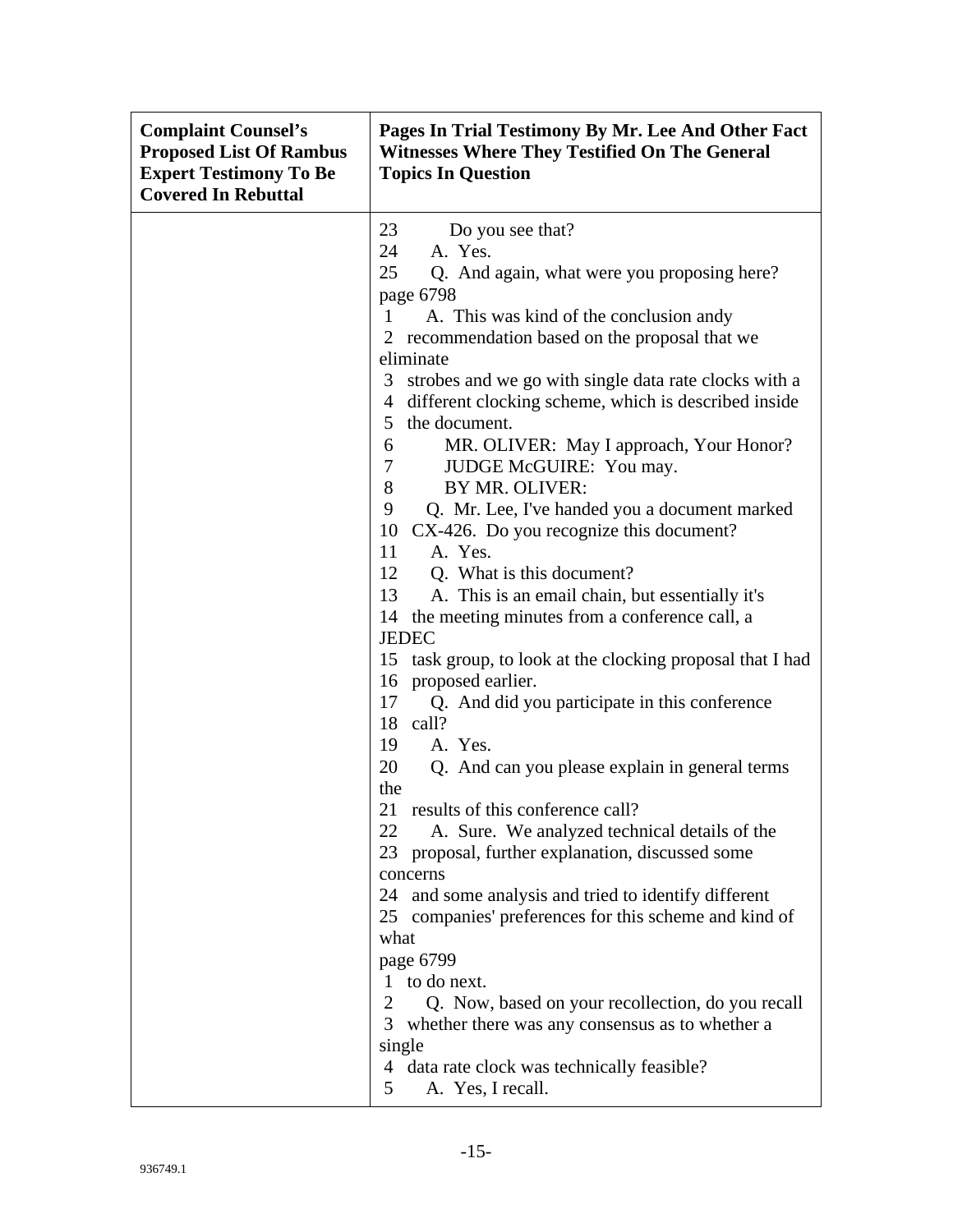| Complaint Counsel's Proposed List Of Rambus Expert Testimony To Be Covered In Rebuttal | Pages In Trial Testimony By Mr. Lee And Other Fact Witnesses Where They Testified On The General Topics In Question |
|---|---|
| | 23 Do you see that?<br>24 A. Yes.<br>25 Q. And again, what were you proposing here?<br>page 6798<br>1 A. This was kind of the conclusion andy<br>2 recommendation based on the proposal that we eliminate<br>3 strobes and we go with single data rate clocks with a<br>4 different clocking scheme, which is described inside<br>5 the document.<br>6 MR. OLIVER: May I approach, Your Honor?<br>7 JUDGE McGUIRE: You may.<br>8 BY MR. OLIVER:<br>9 Q. Mr. Lee, I've handed you a document marked<br>10 CX-426. Do you recognize this document?<br>11 A. Yes.<br>12 Q. What is this document?<br>13 A. This is an email chain, but essentially it's<br>14 the meeting minutes from a conference call, a JEDEC<br>15 task group, to look at the clocking proposal that I had<br>16 proposed earlier.<br>17 Q. And did you participate in this conference<br>18 call?<br>19 A. Yes.<br>20 Q. And can you please explain in general terms the<br>21 results of this conference call?<br>22 A. Sure. We analyzed technical details of the<br>23 proposal, further explanation, discussed some concerns<br>24 and some analysis and tried to identify different<br>25 companies' preferences for this scheme and kind of what<br>page 6799<br>1 to do next.<br>2 Q. Now, based on your recollection, do you recall<br>3 whether there was any consensus as to whether a single<br>4 data rate clock was technically feasible?<br>5 A. Yes, I recall. |

936749.1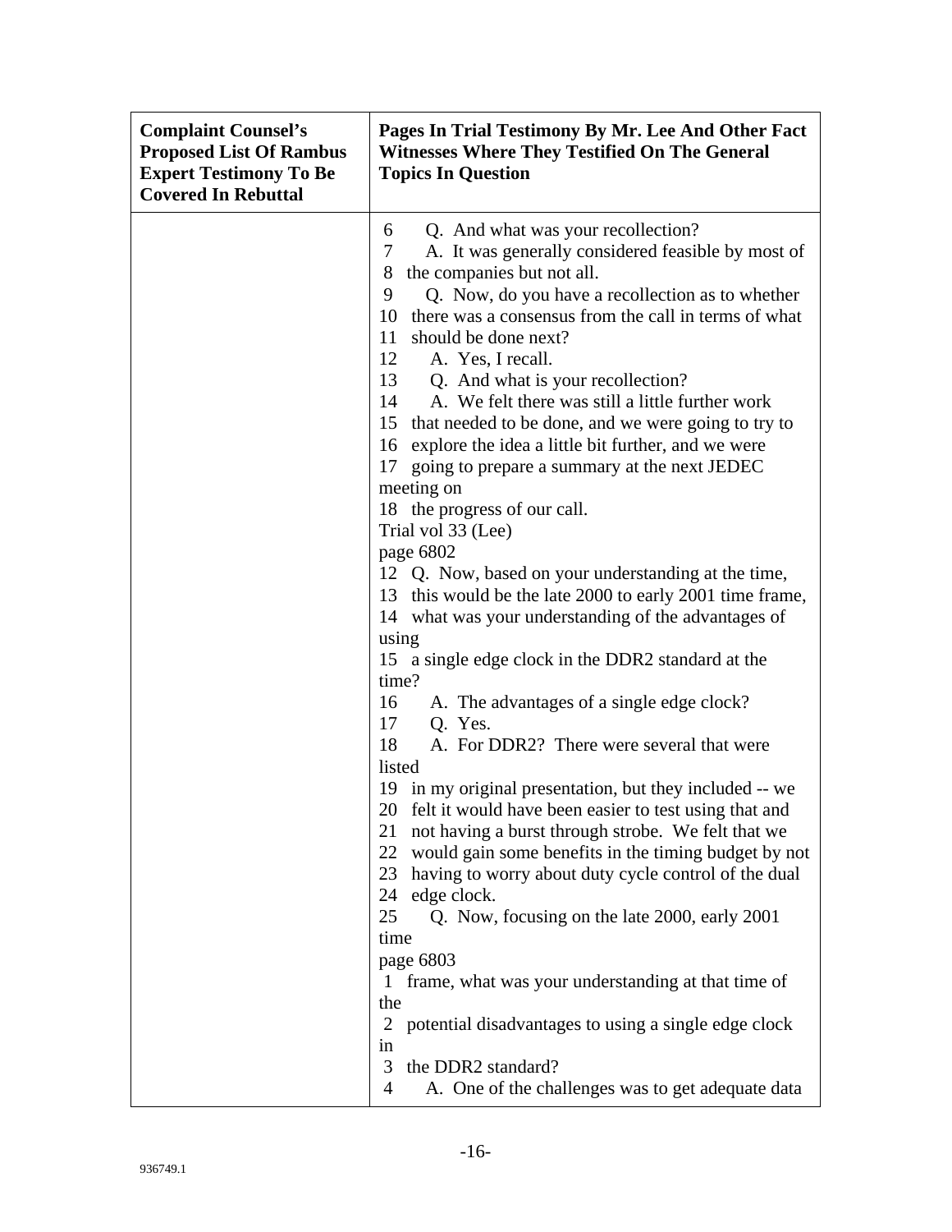| Complaint Counsel's Proposed List Of Rambus Expert Testimony To Be Covered In Rebuttal | Pages In Trial Testimony By Mr. Lee And Other Fact Witnesses Where They Testified On The General Topics In Question |
|---|---|
| | 6 Q. And what was your recollection?<br>7 A. It was generally considered feasible by most of<br>8 the companies but not all.<br>9 Q. Now, do you have a recollection as to whether<br>10 there was a consensus from the call in terms of what<br>11 should be done next?<br>12 A. Yes, I recall.<br>13 Q. And what is your recollection?<br>14 A. We felt there was still a little further work<br>15 that needed to be done, and we were going to try to<br>16 explore the idea a little bit further, and we were<br>17 going to prepare a summary at the next JEDEC meeting on<br>18 the progress of our call.<br>Trial vol 33 (Lee)<br>page 6802<br>12 Q. Now, based on your understanding at the time,<br>13 this would be the late 2000 to early 2001 time frame,<br>14 what was your understanding of the advantages of using<br>15 a single edge clock in the DDR2 standard at the time?<br>16 A. The advantages of a single edge clock?<br>17 Q. Yes.<br>18 A. For DDR2? There were several that were listed<br>19 in my original presentation, but they included -- we<br>20 felt it would have been easier to test using that and<br>21 not having a burst through strobe. We felt that we<br>22 would gain some benefits in the timing budget by not<br>23 having to worry about duty cycle control of the dual<br>24 edge clock.<br>25 Q. Now, focusing on the late 2000, early 2001 time<br>page 6803<br>1 frame, what was your understanding at that time of the<br>2 potential disadvantages to using a single edge clock in<br>3 the DDR2 standard?<br>4 A. One of the challenges was to get adequate data |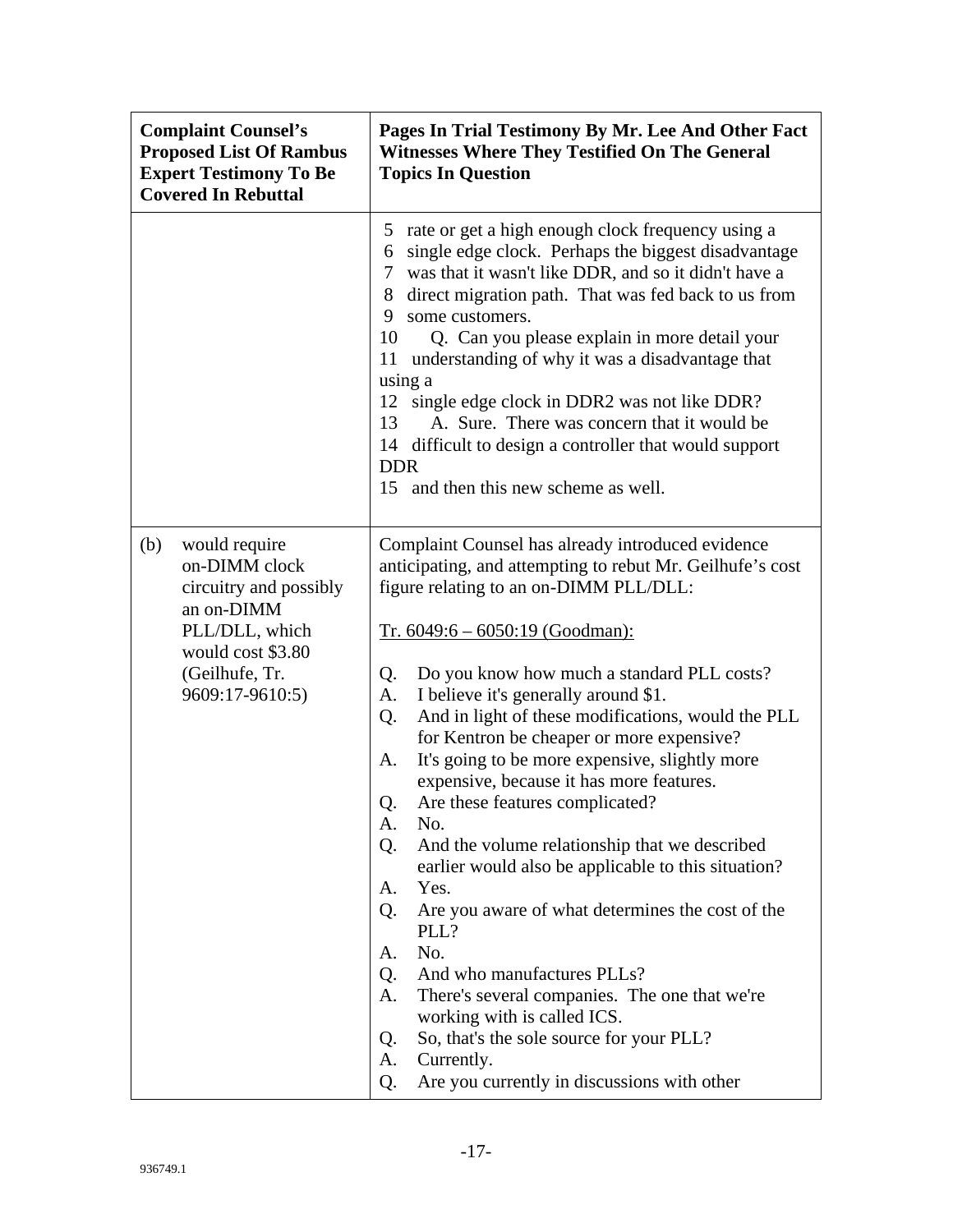| Complaint Counsel's Proposed List Of Rambus Expert Testimony To Be Covered In Rebuttal | Pages In Trial Testimony By Mr. Lee And Other Fact Witnesses Where They Testified On The General Topics In Question |
|---|---|
| | 5 rate or get a high enough clock frequency using a<br>6 single edge clock. Perhaps the biggest disadvantage<br>7 was that it wasn't like DDR, and so it didn't have a<br>8 direct migration path. That was fed back to us from<br>9 some customers.<br>10 Q. Can you please explain in more detail your<br>11 understanding of why it was a disadvantage that using a<br>12 single edge clock in DDR2 was not like DDR?<br>13 A. Sure. There was concern that it would be<br>14 difficult to design a controller that would support DDR<br>15 and then this new scheme as well. |
| (b) would require on-DIMM clock circuitry and possibly an on-DIMM PLL/DLL, which would cost $3.80 (Geilhufe, Tr. 9609:17-9610:5) | Complaint Counsel has already introduced evidence anticipating, and attempting to rebut Mr. Geilhufe's cost figure relating to an on-DIMM PLL/DLL:<br><br><u>Tr. 6049:6 – 6050:19 (Goodman):</u><br><br>Q. Do you know how much a standard PLL costs?<br>A. I believe it's generally around $1.<br>Q. And in light of these modifications, would the PLL for Kentron be cheaper or more expensive?<br>A. It's going to be more expensive, slightly more expensive, because it has more features.<br>Q. Are these features complicated?<br>A. No.<br>Q. And the volume relationship that we described earlier would also be applicable to this situation?<br>A. Yes.<br>Q. Are you aware of what determines the cost of the PLL?<br>A. No.<br>Q. And who manufactures PLLs?<br>A. There's several companies. The one that we're working with is called ICS.<br>Q. So, that's the sole source for your PLL?<br>A. Currently.<br>Q. Are you currently in discussions with other |

936749.1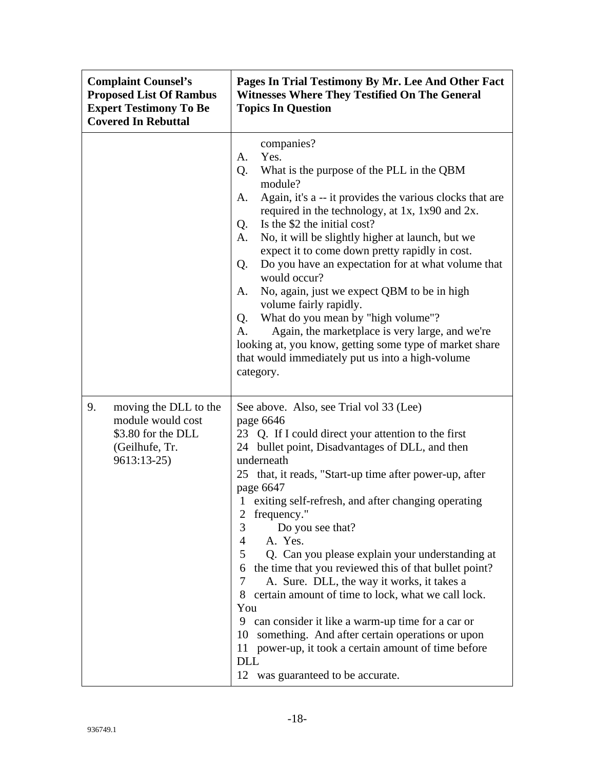| Complaint Counsel's Proposed List Of Rambus Expert Testimony To Be Covered In Rebuttal | Pages In Trial Testimony By Mr. Lee And Other Fact Witnesses Where They Testified On The General Topics In Question |
|---|---|
| | companies?<br>A. Yes.<br>Q. What is the purpose of the PLL in the QBM module?<br>A. Again, it's a -- it provides the various clocks that are required in the technology, at 1x, 1x90 and 2x.<br>Q. Is the $2 the initial cost?<br>A. No, it will be slightly higher at launch, but we expect it to come down pretty rapidly in cost.<br>Q. Do you have an expectation for at what volume that would occur?<br>A. No, again, just we expect QBM to be in high volume fairly rapidly.<br>Q. What do you mean by "high volume"?<br>A. Again, the marketplace is very large, and we're looking at, you know, getting some type of market share that would immediately put us into a high-volume category. |
| 9. moving the DLL to the module would cost $3.80 for the DLL (Geilhufe, Tr. 9613:13-25) | See above. Also, see Trial vol 33 (Lee) page 6646<br>23 Q. If I could direct your attention to the first<br>24 bullet point, Disadvantages of DLL, and then underneath<br>25 that, it reads, "Start-up time after power-up, after<br>page 6647<br>1 exiting self-refresh, and after changing operating<br>2 frequency."<br>3 Do you see that?<br>4 A. Yes.<br>5 Q. Can you please explain your understanding at<br>6 the time that you reviewed this of that bullet point?<br>7 A. Sure. DLL, the way it works, it takes a<br>8 certain amount of time to lock, what we call lock. You<br>9 can consider it like a warm-up time for a car or<br>10 something. And after certain operations or upon<br>11 power-up, it took a certain amount of time before DLL<br>12 was guaranteed to be accurate. |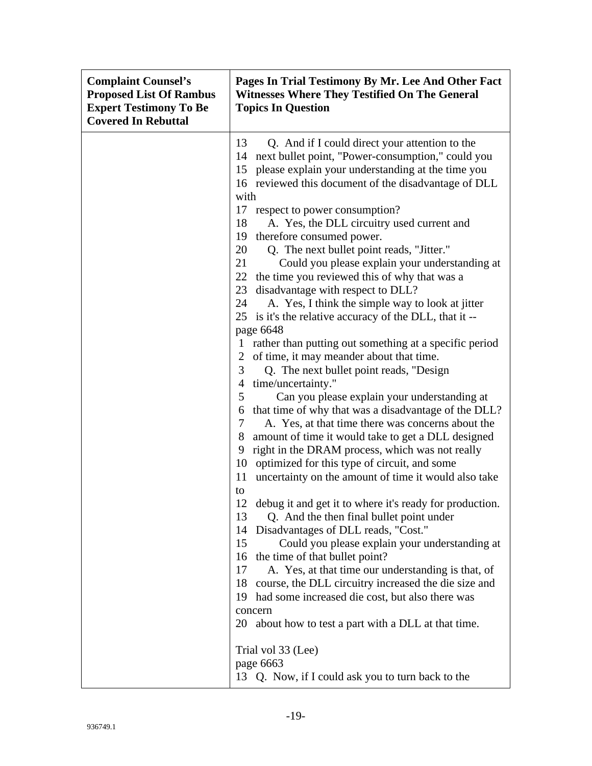| Complaint Counsel's Proposed List Of Rambus Expert Testimony To Be Covered In Rebuttal | Pages In Trial Testimony By Mr. Lee And Other Fact Witnesses Where They Testified On The General Topics In Question |
|---|---|
| | 13 Q. And if I could direct your attention to the<br>14 next bullet point, "Power-consumption," could you<br>15 please explain your understanding at the time you<br>16 reviewed this document of the disadvantage of DLL with<br>17 respect to power consumption?<br>18 A. Yes, the DLL circuitry used current and<br>19 therefore consumed power.<br>20 Q. The next bullet point reads, "Jitter."<br>21 Could you please explain your understanding at<br>22 the time you reviewed this of why that was a<br>23 disadvantage with respect to DLL?<br>24 A. Yes, I think the simple way to look at jitter<br>25 is it's the relative accuracy of the DLL, that it --<br>page 6648<br>1 rather than putting out something at a specific period<br>2 of time, it may meander about that time.<br>3 Q. The next bullet point reads, "Design<br>4 time/uncertainty."<br>5 Can you please explain your understanding at<br>6 that time of why that was a disadvantage of the DLL?<br>7 A. Yes, at that time there was concerns about the<br>8 amount of time it would take to get a DLL designed<br>9 right in the DRAM process, which was not really<br>10 optimized for this type of circuit, and some<br>11 uncertainty on the amount of time it would also take to<br>12 debug it and get it to where it's ready for production.<br>13 Q. And the then final bullet point under<br>14 Disadvantages of DLL reads, "Cost."<br>15 Could you please explain your understanding at<br>16 the time of that bullet point?<br>17 A. Yes, at that time our understanding is that, of<br>18 course, the DLL circuitry increased the die size and<br>19 had some increased die cost, but also there was concern<br>20 about how to test a part with a DLL at that time.<br><br>Trial vol 33 (Lee)<br>page 6663<br>13 Q. Now, if I could ask you to turn back to the |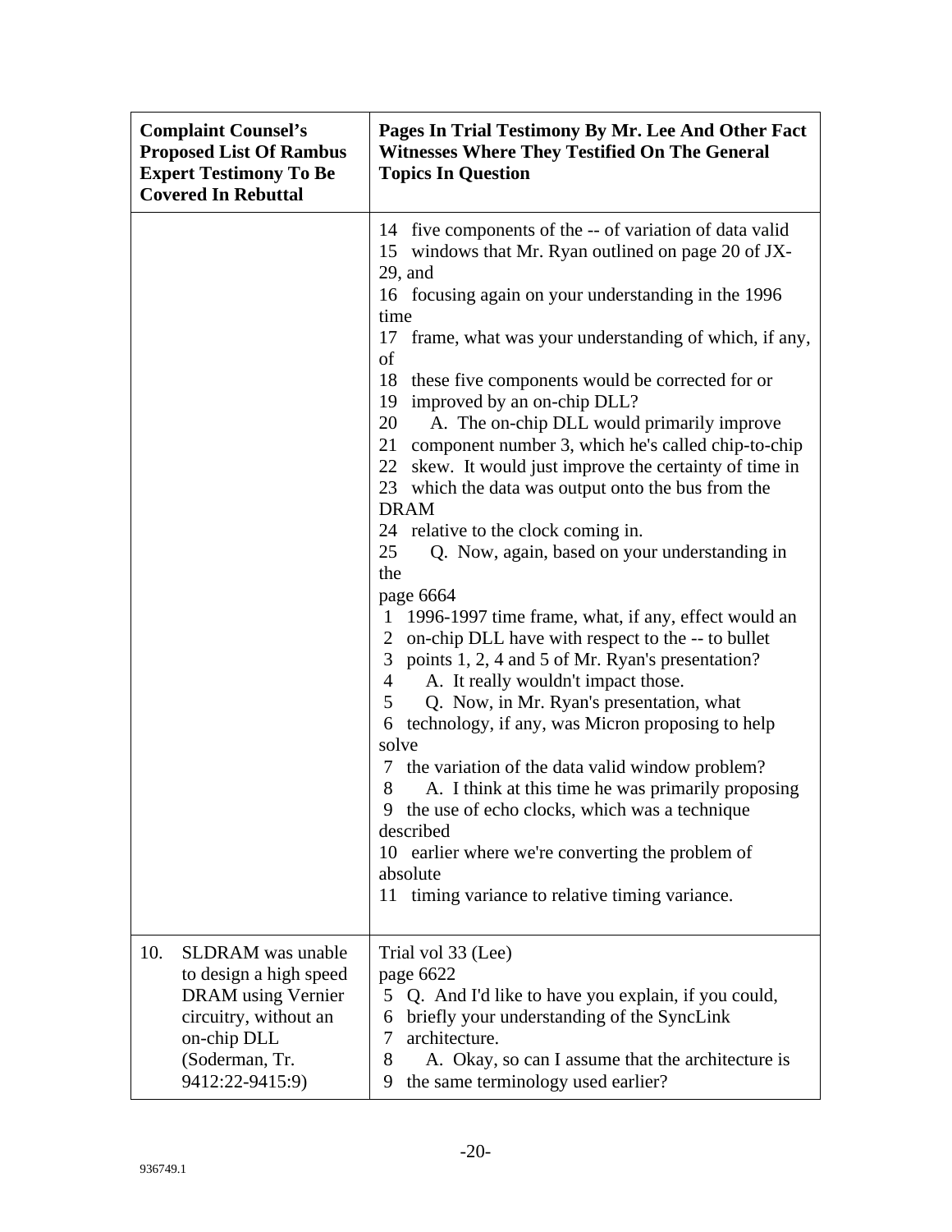| Complaint Counsel's Proposed List Of Rambus Expert Testimony To Be Covered In Rebuttal | Pages In Trial Testimony By Mr. Lee And Other Fact Witnesses Where They Testified On The General Topics In Question |
|---|---|
| | 14 five components of the -- of variation of data valid<br>15 windows that Mr. Ryan outlined on page 20 of JX-29, and<br>16 focusing again on your understanding in the 1996 time<br>17 frame, what was your understanding of which, if any, of<br>18 these five components would be corrected for or<br>19 improved by an on-chip DLL?<br>20 A. The on-chip DLL would primarily improve<br>21 component number 3, which he's called chip-to-chip<br>22 skew. It would just improve the certainty of time in<br>23 which the data was output onto the bus from the DRAM<br>24 relative to the clock coming in.<br>25 Q. Now, again, based on your understanding in the<br>page 6664<br>1 1996-1997 time frame, what, if any, effect would an<br>2 on-chip DLL have with respect to the -- to bullet<br>3 points 1, 2, 4 and 5 of Mr. Ryan's presentation?<br>4 A. It really wouldn't impact those.<br>5 Q. Now, in Mr. Ryan's presentation, what<br>6 technology, if any, was Micron proposing to help solve<br>7 the variation of the data valid window problem?<br>8 A. I think at this time he was primarily proposing<br>9 the use of echo clocks, which was a technique described<br>10 earlier where we're converting the problem of absolute<br>11 timing variance to relative timing variance. |
| 10. SLDRAM was unable to design a high speed DRAM using Vernier circuitry, without an on-chip DLL (Soderman, Tr. 9412:22-9415:9) | Trial vol 33 (Lee)<br>page 6622<br>5 Q. And I'd like to have you explain, if you could,<br>6 briefly your understanding of the SyncLink<br>7 architecture.<br>8 A. Okay, so can I assume that the architecture is<br>9 the same terminology used earlier? |

936749.1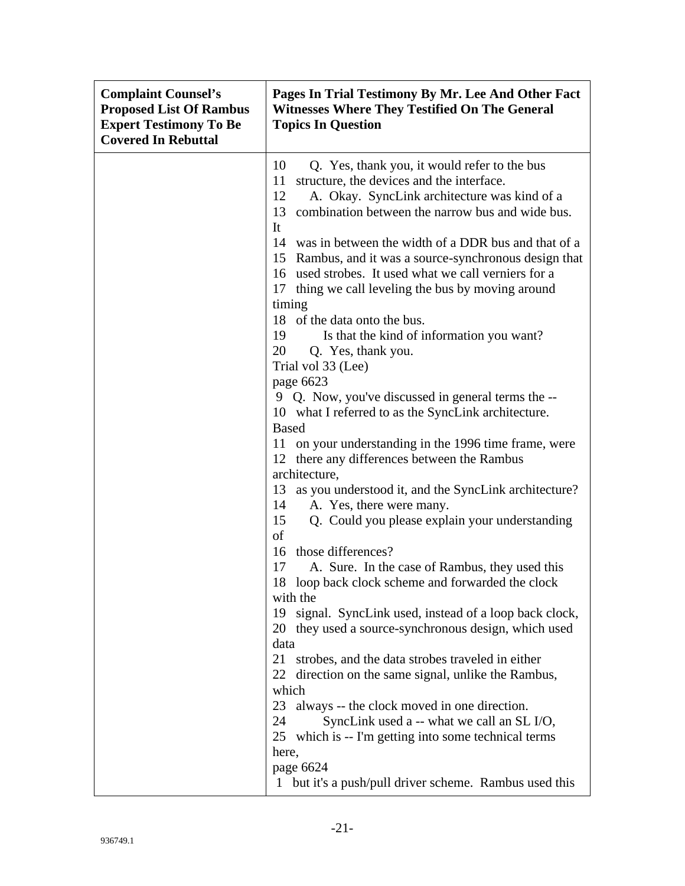| Complaint Counsel's Proposed List Of Rambus Expert Testimony To Be Covered In Rebuttal | Pages In Trial Testimony By Mr. Lee And Other Fact Witnesses Where They Testified On The General Topics In Question |
|---|---|
| | 10 Q. Yes, thank you, it would refer to the bus<br>11 structure, the devices and the interface.<br>12 A. Okay. SyncLink architecture was kind of a<br>13 combination between the narrow bus and wide bus. It<br>14 was in between the width of a DDR bus and that of a<br>15 Rambus, and it was a source-synchronous design that<br>16 used strobes. It used what we call verniers for a<br>17 thing we call leveling the bus by moving around timing<br>18 of the data onto the bus.<br>19 Is that the kind of information you want?<br>20 Q. Yes, thank you.<br>Trial vol 33 (Lee)<br>page 6623<br>9 Q. Now, you've discussed in general terms the --<br>10 what I referred to as the SyncLink architecture. Based<br>11 on your understanding in the 1996 time frame, were<br>12 there any differences between the Rambus architecture,<br>13 as you understood it, and the SyncLink architecture?<br>14 A. Yes, there were many.<br>15 Q. Could you please explain your understanding of<br>16 those differences?<br>17 A. Sure. In the case of Rambus, they used this<br>18 loop back clock scheme and forwarded the clock with the<br>19 signal. SyncLink used, instead of a loop back clock,<br>20 they used a source-synchronous design, which used data<br>21 strobes, and the data strobes traveled in either<br>22 direction on the same signal, unlike the Rambus, which<br>23 always -- the clock moved in one direction.<br>24 SyncLink used a -- what we call an SL I/O,<br>25 which is -- I'm getting into some technical terms here,<br>page 6624<br>1 but it's a push/pull driver scheme. Rambus used this |

936749.1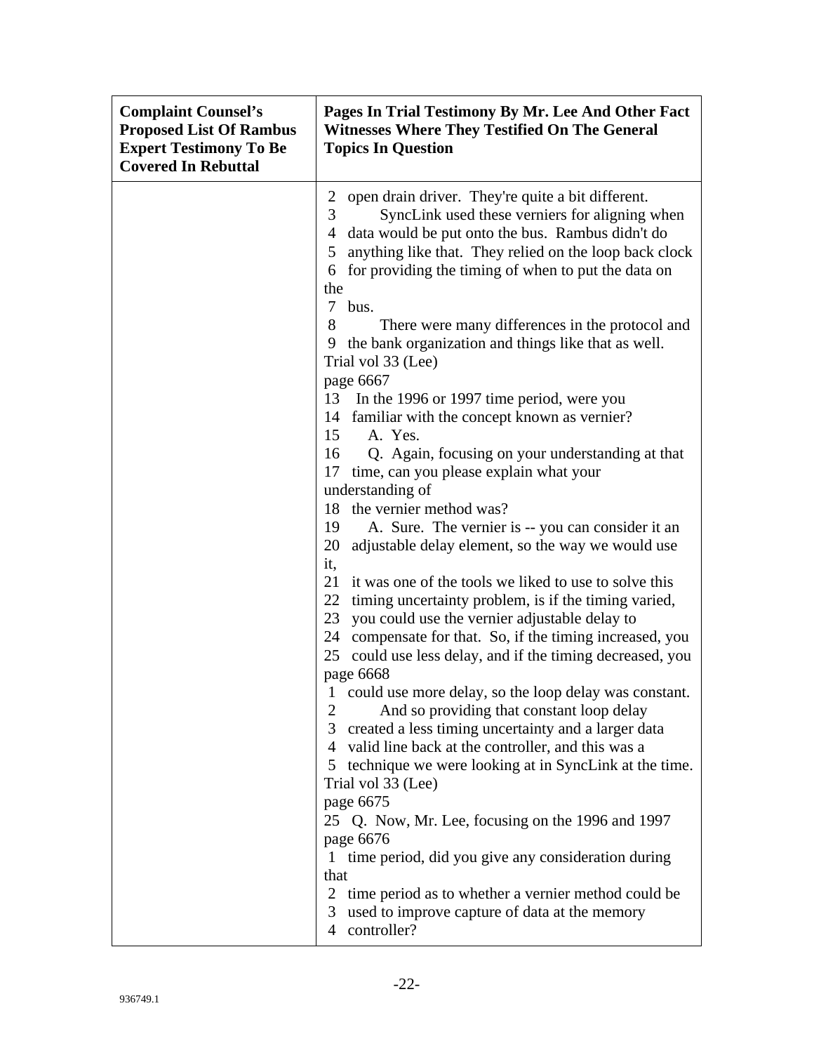| Complaint Counsel's Proposed List Of Rambus Expert Testimony To Be Covered In Rebuttal | Pages In Trial Testimony By Mr. Lee And Other Fact Witnesses Where They Testified On The General Topics In Question |
|---|---|
| | 2 open drain driver. They're quite a bit different.<br>3 SyncLink used these verniers for aligning when<br>4 data would be put onto the bus. Rambus didn't do<br>5 anything like that. They relied on the loop back clock<br>6 for providing the timing of when to put the data on the<br>7 bus.<br>8 There were many differences in the protocol and<br>9 the bank organization and things like that as well.<br>Trial vol 33 (Lee)<br>page 6667<br>13 In the 1996 or 1997 time period, were you<br>14 familiar with the concept known as vernier?<br>15 A. Yes.<br>16 Q. Again, focusing on your understanding at that<br>17 time, can you please explain what your understanding of<br>18 the vernier method was?<br>19 A. Sure. The vernier is -- you can consider it an<br>20 adjustable delay element, so the way we would use it,<br>21 it was one of the tools we liked to use to solve this<br>22 timing uncertainty problem, is if the timing varied,<br>23 you could use the vernier adjustable delay to<br>24 compensate for that. So, if the timing increased, you<br>25 could use less delay, and if the timing decreased, you<br>page 6668<br>1 could use more delay, so the loop delay was constant.<br>2 And so providing that constant loop delay<br>3 created a less timing uncertainty and a larger data<br>4 valid line back at the controller, and this was a<br>5 technique we were looking at in SyncLink at the time.<br>Trial vol 33 (Lee)<br>page 6675<br>25 Q. Now, Mr. Lee, focusing on the 1996 and 1997<br>page 6676<br>1 time period, did you give any consideration during that<br>2 time period as to whether a vernier method could be<br>3 used to improve capture of data at the memory<br>4 controller? |

936749.1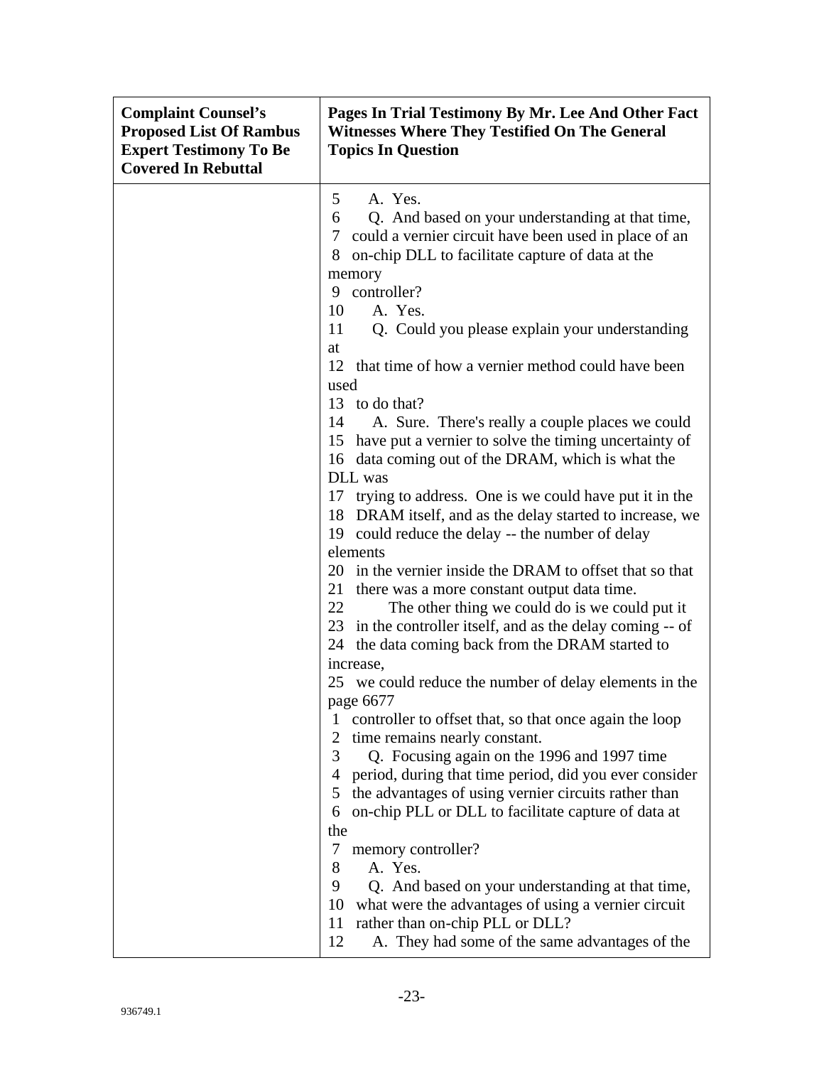| Complaint Counsel's Proposed List Of Rambus Expert Testimony To Be Covered In Rebuttal | Pages In Trial Testimony By Mr. Lee And Other Fact Witnesses Where They Testified On The General Topics In Question |
|---|---|
| | 5 A. Yes.<br>6 Q. And based on your understanding at that time,<br>7 could a vernier circuit have been used in place of an<br>8 on-chip DLL to facilitate capture of data at the memory<br>9 controller?<br>10 A. Yes.<br>11 Q. Could you please explain your understanding at<br>12 that time of how a vernier method could have been used<br>13 to do that?<br>14 A. Sure. There's really a couple places we could<br>15 have put a vernier to solve the timing uncertainty of<br>16 data coming out of the DRAM, which is what the DLL was<br>17 trying to address. One is we could have put it in the<br>18 DRAM itself, and as the delay started to increase, we<br>19 could reduce the delay -- the number of delay elements<br>20 in the vernier inside the DRAM to offset that so that<br>21 there was a more constant output data time.<br>22 The other thing we could do is we could put it<br>23 in the controller itself, and as the delay coming -- of<br>24 the data coming back from the DRAM started to increase,<br>25 we could reduce the number of delay elements in the<br>page 6677<br>1 controller to offset that, so that once again the loop<br>2 time remains nearly constant.<br>3 Q. Focusing again on the 1996 and 1997 time<br>4 period, during that time period, did you ever consider<br>5 the advantages of using vernier circuits rather than<br>6 on-chip PLL or DLL to facilitate capture of data at the<br>7 memory controller?<br>8 A. Yes.<br>9 Q. And based on your understanding at that time,<br>10 what were the advantages of using a vernier circuit<br>11 rather than on-chip PLL or DLL?<br>12 A. They had some of the same advantages of the |

936749.1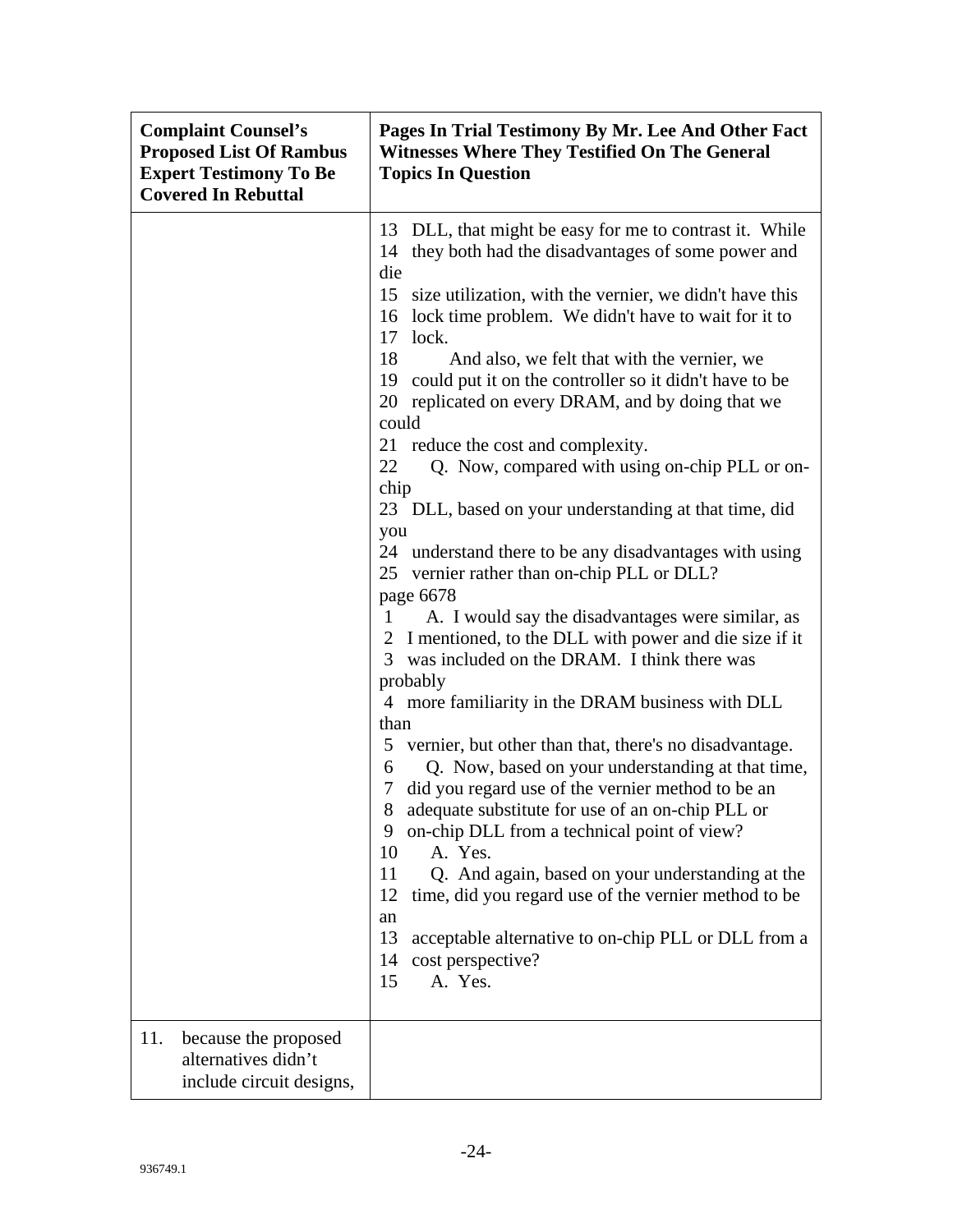| Complaint Counsel's Proposed List Of Rambus Expert Testimony To Be Covered In Rebuttal | Pages In Trial Testimony By Mr. Lee And Other Fact Witnesses Where They Testified On The General Topics In Question |
|---|---|
| | 13 DLL, that might be easy for me to contrast it. While<br>14 they both had the disadvantages of some power and die<br>15 size utilization, with the vernier, we didn't have this<br>16 lock time problem. We didn't have to wait for it to<br>17 lock.<br>18 And also, we felt that with the vernier, we<br>19 could put it on the controller so it didn't have to be<br>20 replicated on every DRAM, and by doing that we could<br>21 reduce the cost and complexity.<br>22 Q. Now, compared with using on-chip PLL or on-chip<br>23 DLL, based on your understanding at that time, did you<br>24 understand there to be any disadvantages with using<br>25 vernier rather than on-chip PLL or DLL?<br>page 6678<br>1 A. I would say the disadvantages were similar, as<br>2 I mentioned, to the DLL with power and die size if it<br>3 was included on the DRAM. I think there was probably<br>4 more familiarity in the DRAM business with DLL than<br>5 vernier, but other than that, there's no disadvantage.<br>6 Q. Now, based on your understanding at that time,<br>7 did you regard use of the vernier method to be an<br>8 adequate substitute for use of an on-chip PLL or<br>9 on-chip DLL from a technical point of view?<br>10 A. Yes.<br>11 Q. And again, based on your understanding at the<br>12 time, did you regard use of the vernier method to be an<br>13 acceptable alternative to on-chip PLL or DLL from a<br>14 cost perspective?<br>15 A. Yes. |
| 11. because the proposed alternatives didn't include circuit designs, | |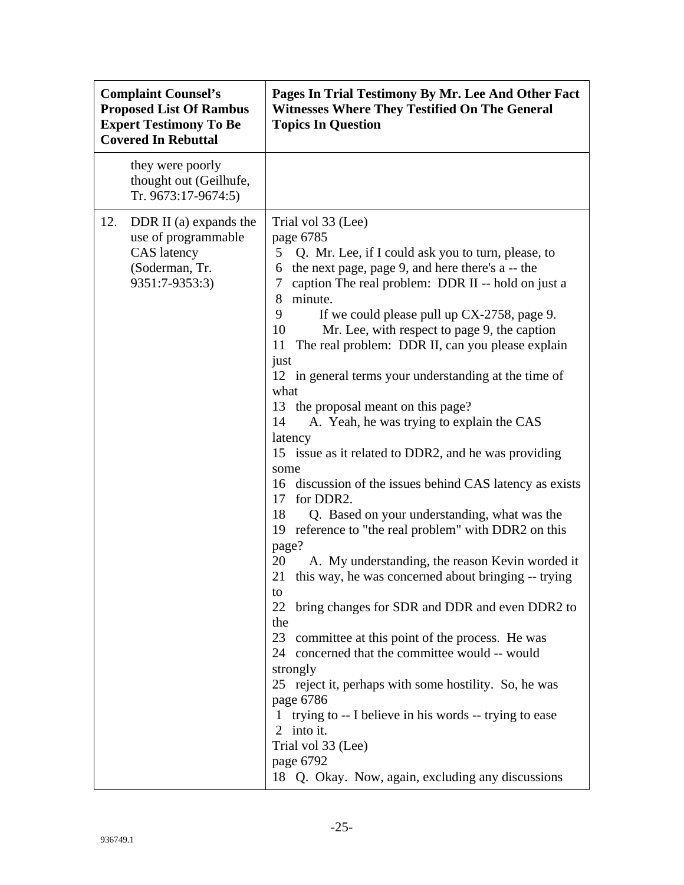| Complaint Counsel's Proposed List Of Rambus Expert Testimony To Be Covered In Rebuttal | Pages In Trial Testimony By Mr. Lee And Other Fact Witnesses Where They Testified On The General Topics In Question |
|---|---|
| they were poorly thought out (Geilhufe, Tr. 9673:17-9674:5) | |
| 12. DDR II (a) expands the use of programmable CAS latency (Soderman, Tr. 9351:7-9353:3) | Trial vol 33 (Lee)<br>page 6785<br>5 Q. Mr. Lee, if I could ask you to turn, please, to<br>6 the next page, page 9, and here there's a -- the<br>7 caption The real problem: DDR II -- hold on just a<br>8 minute.<br>9 If we could please pull up CX-2758, page 9.<br>10 Mr. Lee, with respect to page 9, the caption<br>11 The real problem: DDR II, can you please explain just<br>12 in general terms your understanding at the time of what<br>13 the proposal meant on this page?<br>14 A. Yeah, he was trying to explain the CAS latency<br>15 issue as it related to DDR2, and he was providing some<br>16 discussion of the issues behind CAS latency as exists<br>17 for DDR2.<br>18 Q. Based on your understanding, what was the<br>19 reference to "the real problem" with DDR2 on this page?<br>20 A. My understanding, the reason Kevin worded it<br>21 this way, he was concerned about bringing -- trying to<br>22 bring changes for SDR and DDR and even DDR2 to the<br>23 committee at this point of the process. He was<br>24 concerned that the committee would -- would strongly<br>25 reject it, perhaps with some hostility. So, he was<br>page 6786<br>1 trying to -- I believe in his words -- trying to ease<br>2 into it.<br>Trial vol 33 (Lee)<br>page 6792<br>18 Q. Okay. Now, again, excluding any discussions |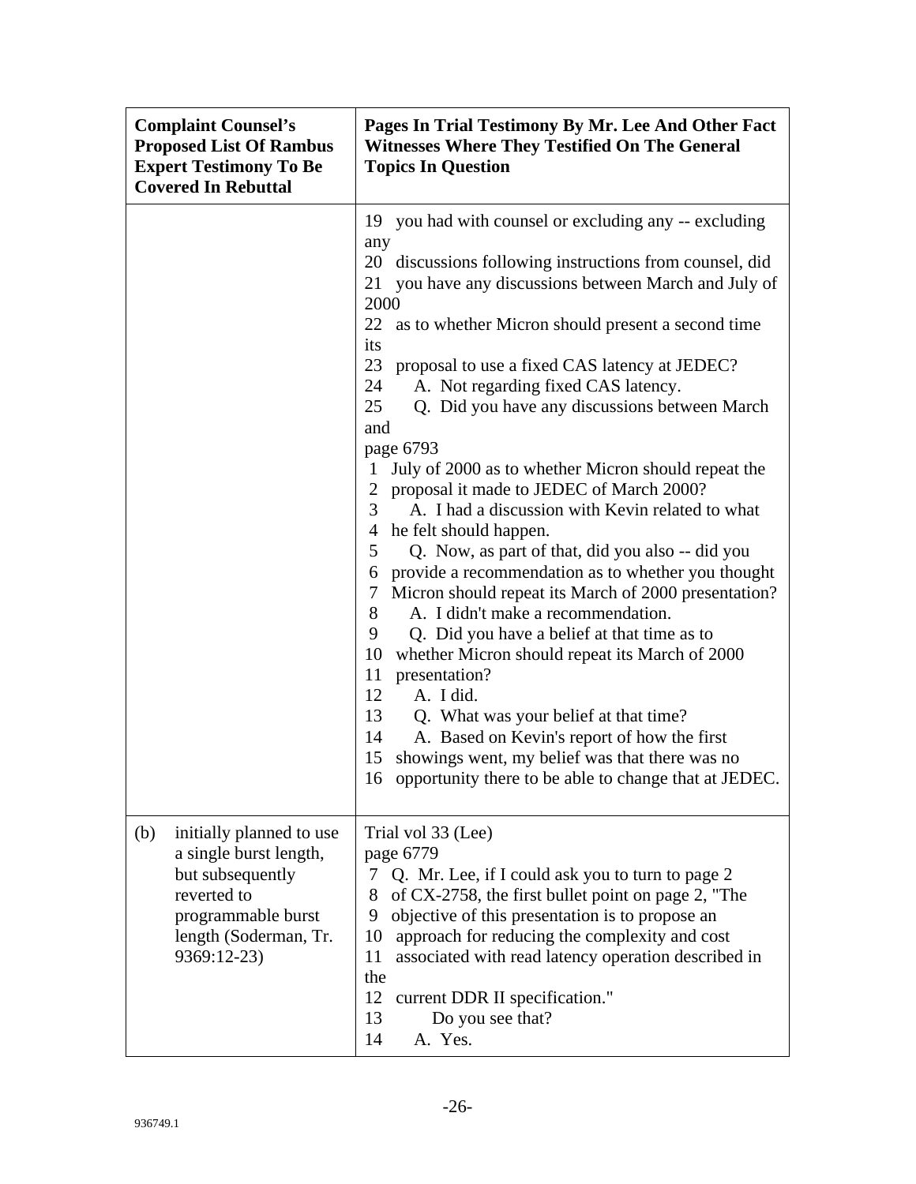| Complaint Counsel's Proposed List Of Rambus Expert Testimony To Be Covered In Rebuttal | Pages In Trial Testimony By Mr. Lee And Other Fact Witnesses Where They Testified On The General Topics In Question |
|---|---|
| | 19 you had with counsel or excluding any -- excluding any<br>20 discussions following instructions from counsel, did<br>21 you have any discussions between March and July of 2000<br>22 as to whether Micron should present a second time its<br>23 proposal to use a fixed CAS latency at JEDEC?<br>24 A. Not regarding fixed CAS latency.<br>25 Q. Did you have any discussions between March and<br>page 6793<br>1 July of 2000 as to whether Micron should repeat the<br>2 proposal it made to JEDEC of March 2000?<br>3 A. I had a discussion with Kevin related to what<br>4 he felt should happen.<br>5 Q. Now, as part of that, did you also -- did you<br>6 provide a recommendation as to whether you thought<br>7 Micron should repeat its March of 2000 presentation?<br>8 A. I didn't make a recommendation.<br>9 Q. Did you have a belief at that time as to<br>10 whether Micron should repeat its March of 2000<br>11 presentation?<br>12 A. I did.<br>13 Q. What was your belief at that time?<br>14 A. Based on Kevin's report of how the first<br>15 showings went, my belief was that there was no<br>16 opportunity there to be able to change that at JEDEC. |
| (b) initially planned to use a single burst length, but subsequently reverted to programmable burst length (Soderman, Tr. 9369:12-23) | Trial vol 33 (Lee)<br>page 6779<br>7 Q. Mr. Lee, if I could ask you to turn to page 2<br>8 of CX-2758, the first bullet point on page 2, "The<br>9 objective of this presentation is to propose an<br>10 approach for reducing the complexity and cost<br>11 associated with read latency operation described in the<br>12 current DDR II specification."<br>13 Do you see that?<br>14 A. Yes. |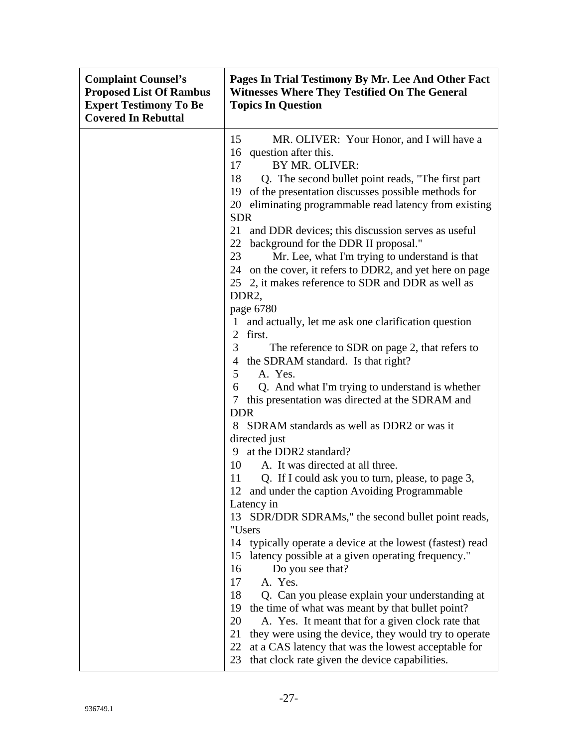| Complaint Counsel's Proposed List Of Rambus Expert Testimony To Be Covered In Rebuttal | Pages In Trial Testimony By Mr. Lee And Other Fact Witnesses Where They Testified On The General Topics In Question |
|---|---|
| | 15 MR. OLIVER: Your Honor, and I will have a<br>16 question after this.<br>17 BY MR. OLIVER:<br>18 Q. The second bullet point reads, "The first part<br>19 of the presentation discusses possible methods for<br>20 eliminating programmable read latency from existing SDR<br>21 and DDR devices; this discussion serves as useful<br>22 background for the DDR II proposal."<br>23 Mr. Lee, what I'm trying to understand is that<br>24 on the cover, it refers to DDR2, and yet here on page<br>25 2, it makes reference to SDR and DDR as well as DDR2,<br>page 6780<br>1 and actually, let me ask one clarification question<br>2 first.<br>3 The reference to SDR on page 2, that refers to<br>4 the SDRAM standard. Is that right?<br>5 A. Yes.<br>6 Q. And what I'm trying to understand is whether<br>7 this presentation was directed at the SDRAM and DDR<br>8 SDRAM standards as well as DDR2 or was it directed just<br>9 at the DDR2 standard?<br>10 A. It was directed at all three.<br>11 Q. If I could ask you to turn, please, to page 3,<br>12 and under the caption Avoiding Programmable Latency in<br>13 SDR/DDR SDRAMs," the second bullet point reads, "Users<br>14 typically operate a device at the lowest (fastest) read<br>15 latency possible at a given operating frequency."<br>16 Do you see that?<br>17 A. Yes.<br>18 Q. Can you please explain your understanding at<br>19 the time of what was meant by that bullet point?<br>20 A. Yes. It meant that for a given clock rate that<br>21 they were using the device, they would try to operate<br>22 at a CAS latency that was the lowest acceptable for<br>23 that clock rate given the device capabilities. |

936749.1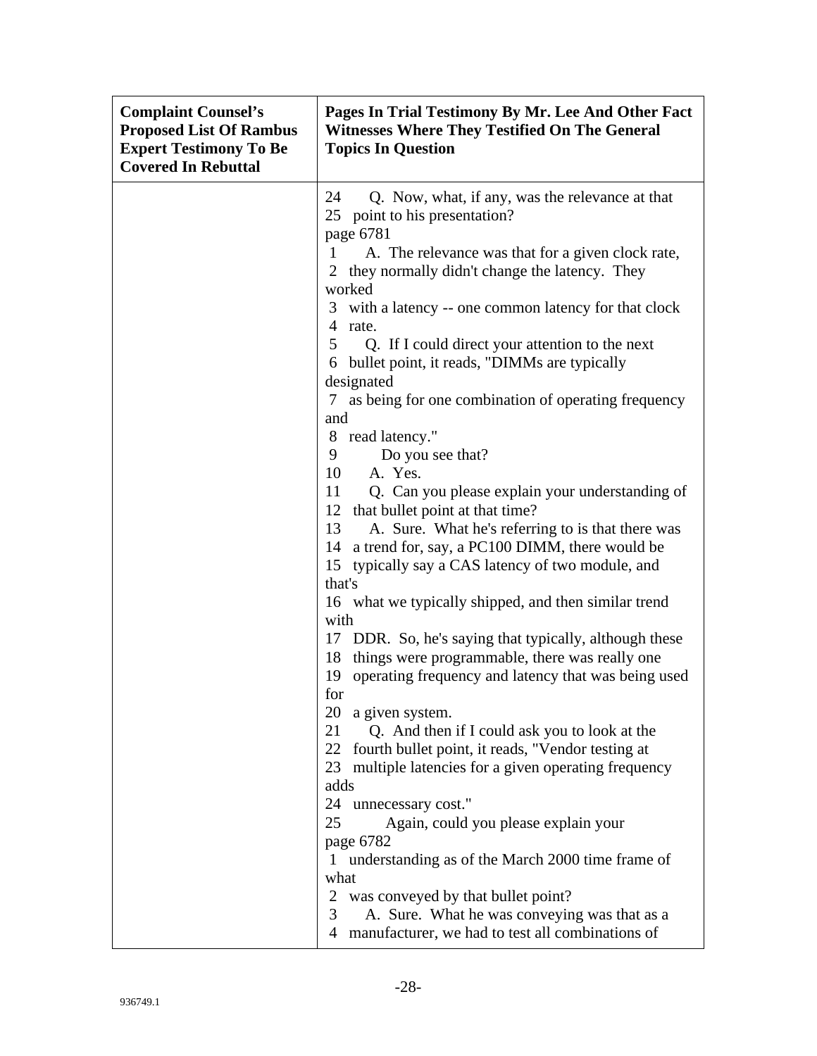| Complaint Counsel's Proposed List Of Rambus Expert Testimony To Be Covered In Rebuttal | Pages In Trial Testimony By Mr. Lee And Other Fact Witnesses Where They Testified On The General Topics In Question |
|---|---|
| | 24 Q. Now, what, if any, was the relevance at that<br>25 point to his presentation?<br>page 6781<br>1 A. The relevance was that for a given clock rate,<br>2 they normally didn't change the latency. They worked<br>3 with a latency -- one common latency for that clock<br>4 rate.<br>5 Q. If I could direct your attention to the next<br>6 bullet point, it reads, "DIMMs are typically designated<br>7 as being for one combination of operating frequency and<br>8 read latency."<br>9 Do you see that?<br>10 A. Yes.<br>11 Q. Can you please explain your understanding of<br>12 that bullet point at that time?<br>13 A. Sure. What he's referring to is that there was<br>14 a trend for, say, a PC100 DIMM, there would be<br>15 typically say a CAS latency of two module, and that's<br>16 what we typically shipped, and then similar trend with<br>17 DDR. So, he's saying that typically, although these<br>18 things were programmable, there was really one<br>19 operating frequency and latency that was being used for<br>20 a given system.<br>21 Q. And then if I could ask you to look at the<br>22 fourth bullet point, it reads, "Vendor testing at<br>23 multiple latencies for a given operating frequency adds<br>24 unnecessary cost."<br>25 Again, could you please explain your<br>page 6782<br>1 understanding as of the March 2000 time frame of what<br>2 was conveyed by that bullet point?<br>3 A. Sure. What he was conveying was that as a<br>4 manufacturer, we had to test all combinations of |

936749.1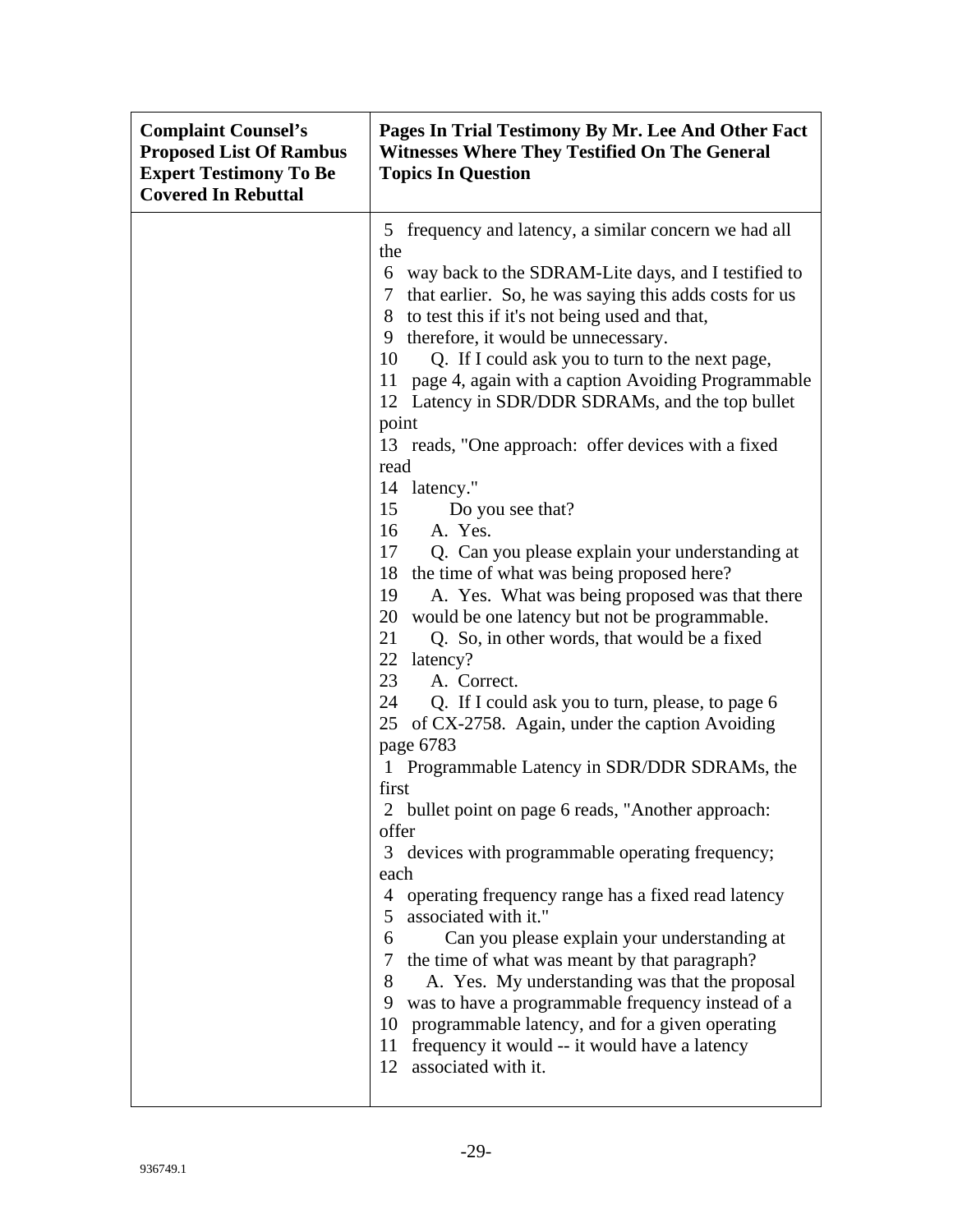| Complaint Counsel's Proposed List Of Rambus Expert Testimony To Be Covered In Rebuttal | Pages In Trial Testimony By Mr. Lee And Other Fact Witnesses Where They Testified On The General Topics In Question |
|---|---|
| | 5 frequency and latency, a similar concern we had all the<br>6 way back to the SDRAM-Lite days, and I testified to<br>7 that earlier. So, he was saying this adds costs for us<br>8 to test this if it's not being used and that,<br>9 therefore, it would be unnecessary.<br>10 Q. If I could ask you to turn to the next page,<br>11 page 4, again with a caption Avoiding Programmable<br>12 Latency in SDR/DDR SDRAMs, and the top bullet point<br>13 reads, "One approach: offer devices with a fixed read<br>14 latency."<br>15 Do you see that?<br>16 A. Yes.<br>17 Q. Can you please explain your understanding at<br>18 the time of what was being proposed here?<br>19 A. Yes. What was being proposed was that there<br>20 would be one latency but not be programmable.<br>21 Q. So, in other words, that would be a fixed<br>22 latency?<br>23 A. Correct.<br>24 Q. If I could ask you to turn, please, to page 6<br>25 of CX-2758. Again, under the caption Avoiding<br>page 6783<br>1 Programmable Latency in SDR/DDR SDRAMs, the first<br>2 bullet point on page 6 reads, "Another approach: offer<br>3 devices with programmable operating frequency; each<br>4 operating frequency range has a fixed read latency<br>5 associated with it."<br>6 Can you please explain your understanding at<br>7 the time of what was meant by that paragraph?<br>8 A. Yes. My understanding was that the proposal<br>9 was to have a programmable frequency instead of a<br>10 programmable latency, and for a given operating<br>11 frequency it would -- it would have a latency<br>12 associated with it. |

936749.1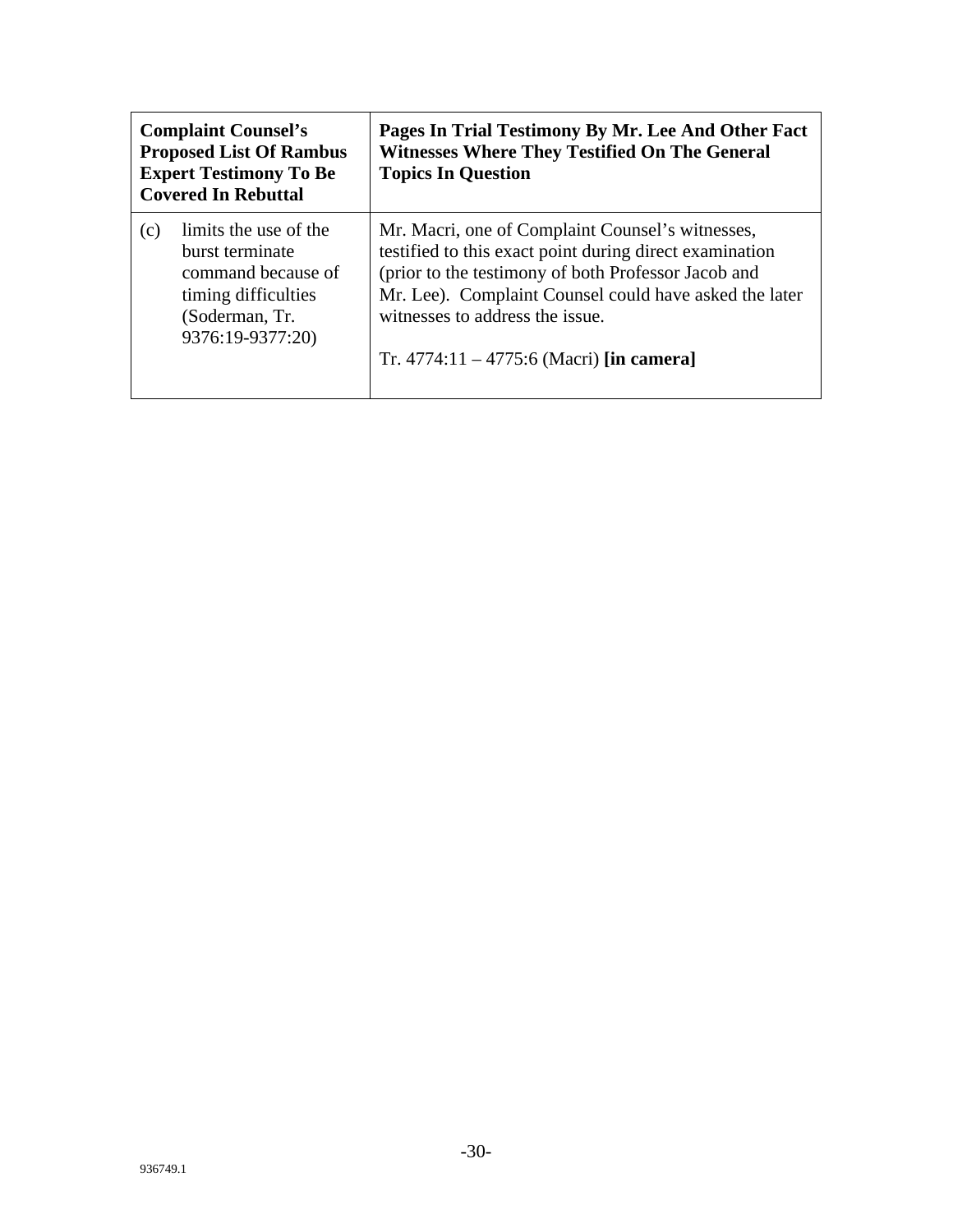| Complaint Counsel's Proposed List Of Rambus Expert Testimony To Be Covered In Rebuttal | Pages In Trial Testimony By Mr. Lee And Other Fact Witnesses Where They Testified On The General Topics In Question |
|---|---|
| (c) limits the use of the burst terminate command because of timing difficulties (Soderman, Tr. 9376:19-9377:20) | Mr. Macri, one of Complaint Counsel's witnesses, testified to this exact point during direct examination (prior to the testimony of both Professor Jacob and Mr. Lee). Complaint Counsel could have asked the later witnesses to address the issue.<br><br>Tr. 4774:11 – 4775:6 (Macri) **[in camera]** |

936749.1